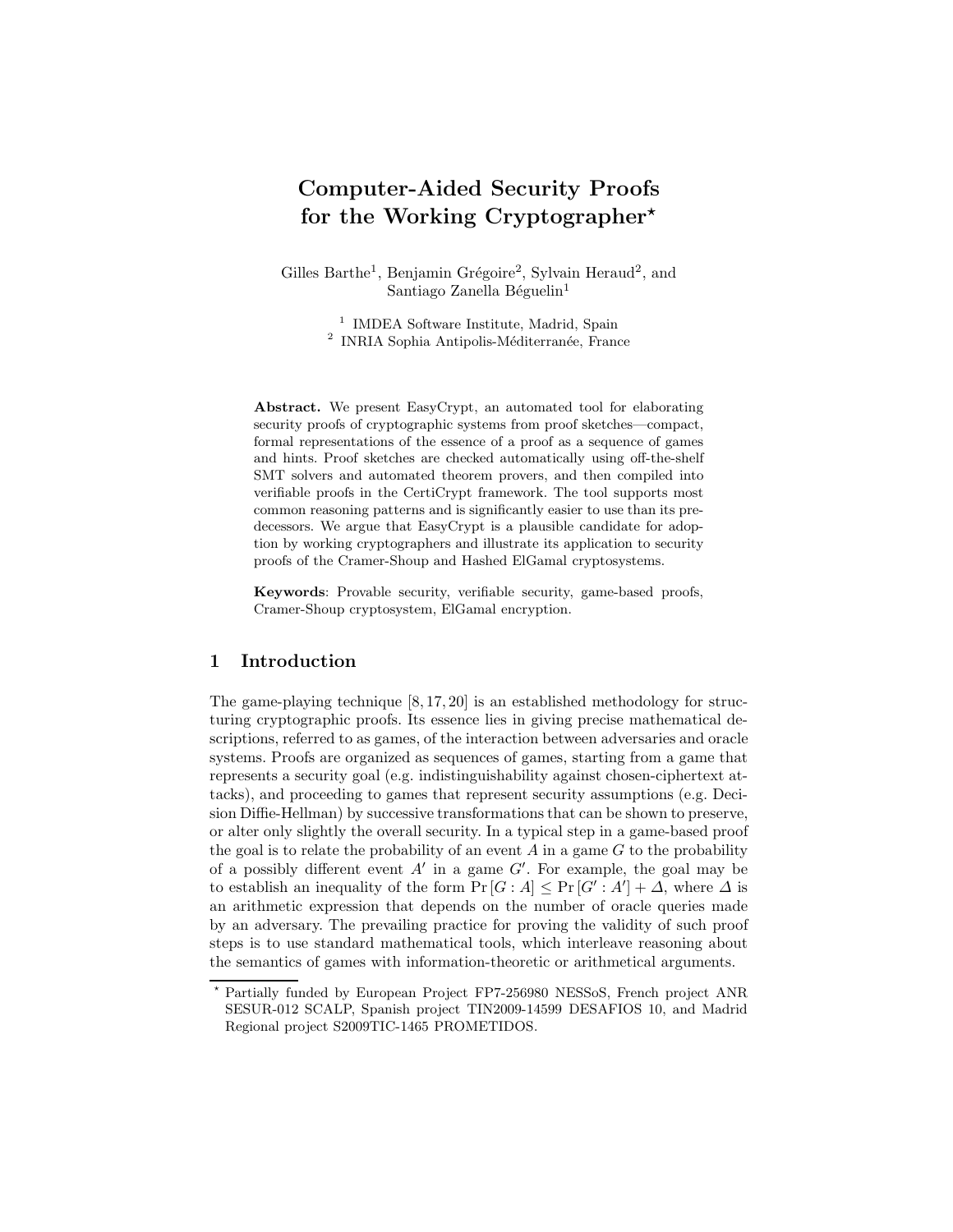# Computer-Aided Security Proofs for the Working Cryptographer*

Gilles Barthe[1], Benjamin Grégoire[2], Sylvain Heraud[2], and Santiago Zanella Béguelin[1]

[1] IMDEA Software Institute, Madrid, Spain
[2] INRIA Sophia Antipolis-Méditerranée, France

**Abstract.** We present EasyCrypt, an automated tool for elaborating security proofs of cryptographic systems from proof sketches—compact, formal representations of the essence of a proof as a sequence of games and hints. Proof sketches are checked automatically using off-the-shelf SMT solvers and automated theorem provers, and then compiled into verifiable proofs in the CertiCrypt framework. The tool supports most common reasoning patterns and is significantly easier to use than its predecessors. We argue that EasyCrypt is a plausible candidate for adoption by working cryptographers and illustrate its application to security proofs of the Cramer-Shoup and Hashed ElGamal cryptosystems.

**Keywords**: Provable security, verifiable security, game-based proofs, Cramer-Shoup cryptosystem, ElGamal encryption.

## 1 Introduction

The game-playing technique [8, 17, 20] is an established methodology for structuring cryptographic proofs. Its essence lies in giving precise mathematical descriptions, referred to as games, of the interaction between adversaries and oracle systems. Proofs are organized as sequences of games, starting from a game that represents a security goal (e.g. indistinguishability against chosen-ciphertext attacks), and proceeding to games that represent security assumptions (e.g. Decision Diffie-Hellman) by successive transformations that can be shown to preserve, or alter only slightly the overall security. In a typical step in a game-based proof the goal is to relate the probability of an event $A$ in a game $G$ to the probability of a possibly different event $A'$ in a game $G'$. For example, the goal may be to establish an inequality of the form $\Pr[G : A] \leq \Pr[G' : A'] + \Delta$, where $\Delta$ is an arithmetic expression that depends on the number of oracle queries made by an adversary. The prevailing practice for proving the validity of such proof steps is to use standard mathematical tools, which interleave reasoning about the semantics of games with information-theoretic or arithmetical arguments.

* Partially funded by European Project FP7-256980 NESSoS, French project ANR SESUR-012 SCALP, Spanish project TIN2009-14599 DESAFIOS 10, and Madrid Regional project S2009TIC-1465 PROMETIDOS.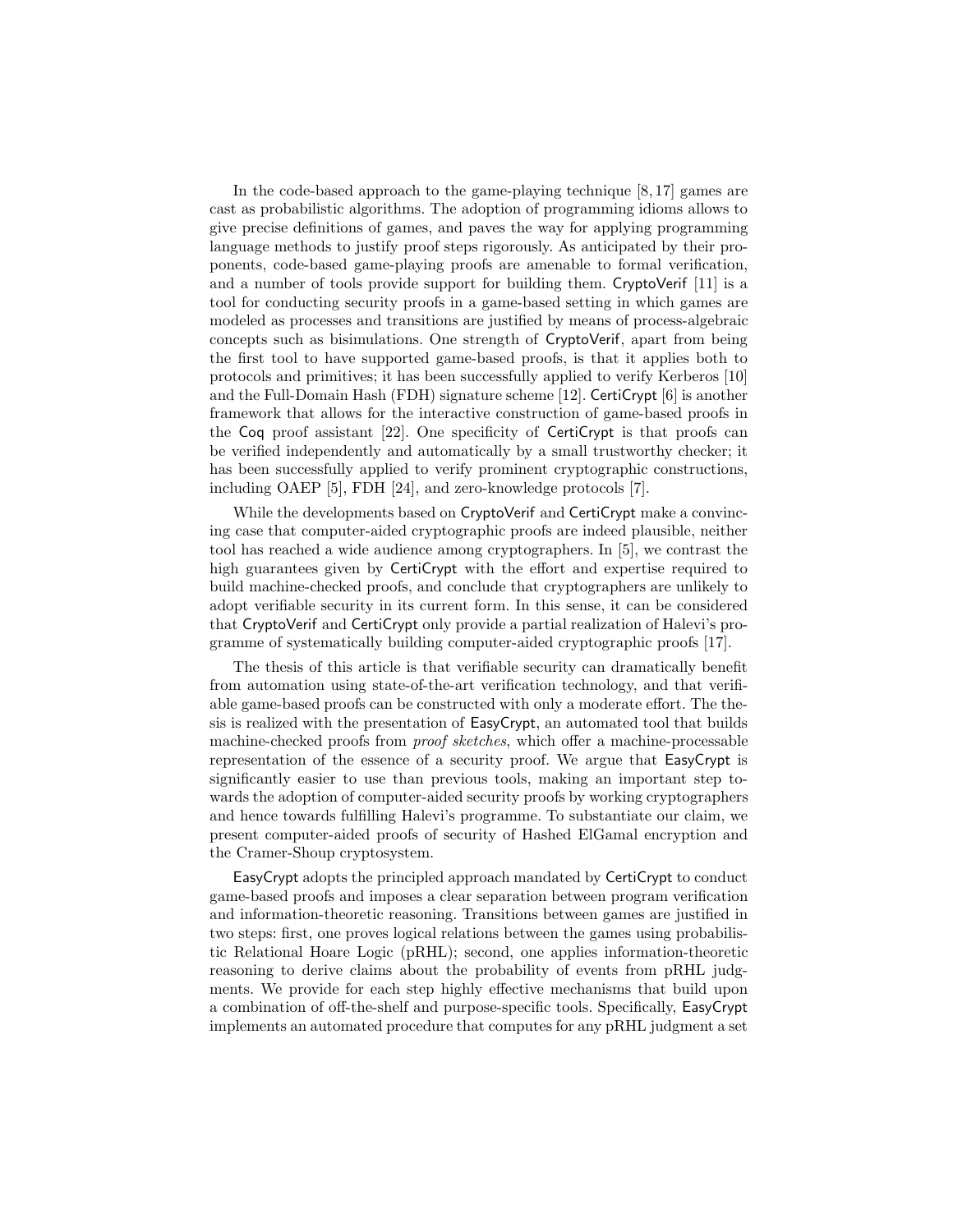In the code-based approach to the game-playing technique [8, 17] games are cast as probabilistic algorithms. The adoption of programming idioms allows to give precise definitions of games, and paves the way for applying programming language methods to justify proof steps rigorously. As anticipated by their proponents, code-based game-playing proofs are amenable to formal verification, and a number of tools provide support for building them. CryptoVerif [11] is a tool for conducting security proofs in a game-based setting in which games are modeled as processes and transitions are justified by means of process-algebraic concepts such as bisimulations. One strength of CryptoVerif, apart from being the first tool to have supported game-based proofs, is that it applies both to protocols and primitives; it has been successfully applied to verify Kerberos [10] and the Full-Domain Hash (FDH) signature scheme [12]. CertiCrypt [6] is another framework that allows for the interactive construction of game-based proofs in the Coq proof assistant [22]. One specificity of CertiCrypt is that proofs can be verified independently and automatically by a small trustworthy checker; it has been successfully applied to verify prominent cryptographic constructions, including OAEP [5], FDH [24], and zero-knowledge protocols [7].

While the developments based on CryptoVerif and CertiCrypt make a convincing case that computer-aided cryptographic proofs are indeed plausible, neither tool has reached a wide audience among cryptographers. In [5], we contrast the high guarantees given by CertiCrypt with the effort and expertise required to build machine-checked proofs, and conclude that cryptographers are unlikely to adopt verifiable security in its current form. In this sense, it can be considered that CryptoVerif and CertiCrypt only provide a partial realization of Halevi's programme of systematically building computer-aided cryptographic proofs [17].

The thesis of this article is that verifiable security can dramatically benefit from automation using state-of-the-art verification technology, and that verifiable game-based proofs can be constructed with only a moderate effort. The thesis is realized with the presentation of EasyCrypt, an automated tool that builds machine-checked proofs from *proof sketches*, which offer a machine-processable representation of the essence of a security proof. We argue that EasyCrypt is significantly easier to use than previous tools, making an important step towards the adoption of computer-aided security proofs by working cryptographers and hence towards fulfilling Halevi's programme. To substantiate our claim, we present computer-aided proofs of security of Hashed ElGamal encryption and the Cramer-Shoup cryptosystem.

EasyCrypt adopts the principled approach mandated by CertiCrypt to conduct game-based proofs and imposes a clear separation between program verification and information-theoretic reasoning. Transitions between games are justified in two steps: first, one proves logical relations between the games using probabilistic Relational Hoare Logic (pRHL); second, one applies information-theoretic reasoning to derive claims about the probability of events from pRHL judgments. We provide for each step highly effective mechanisms that build upon a combination of off-the-shelf and purpose-specific tools. Specifically, EasyCrypt implements an automated procedure that computes for any pRHL judgment a set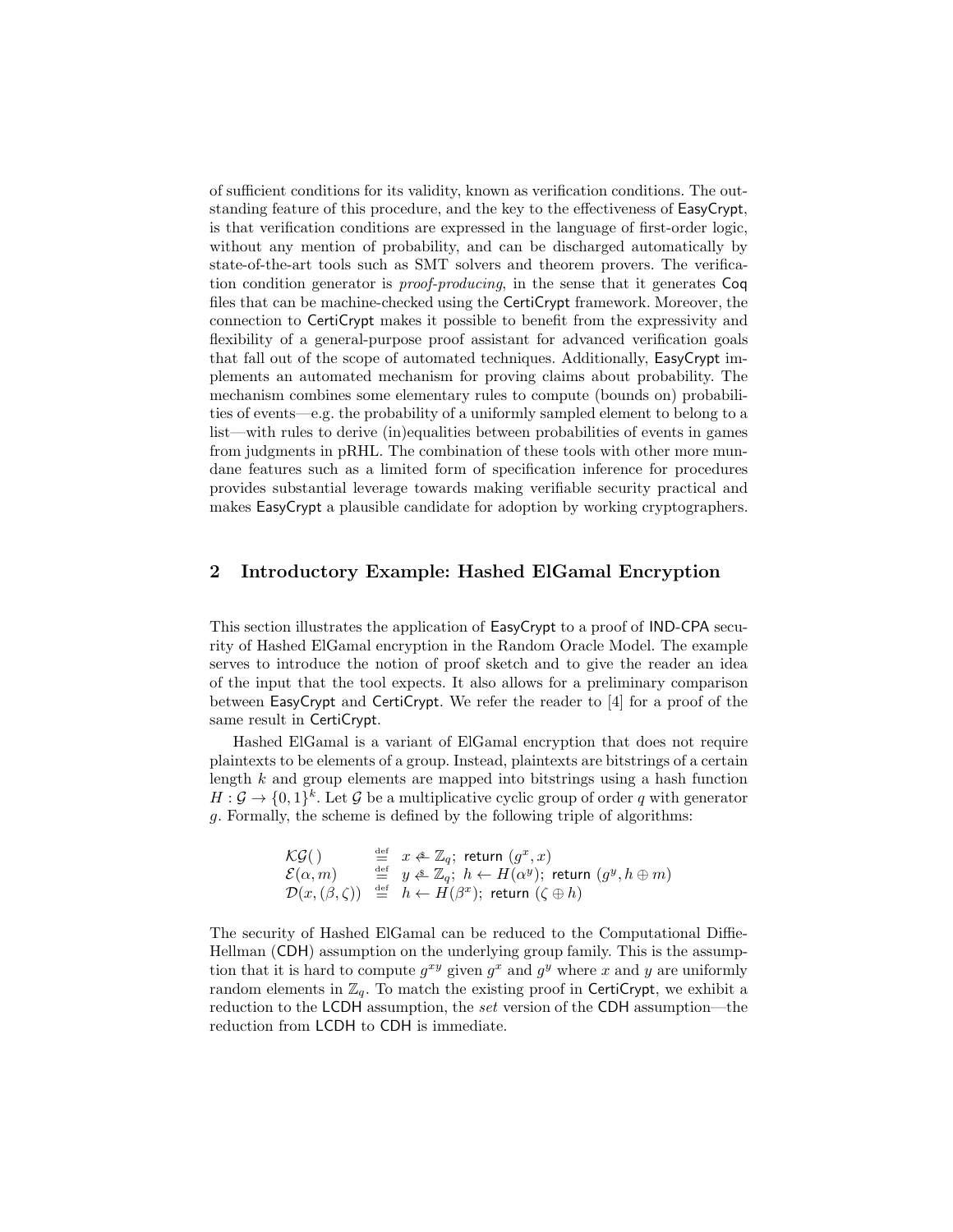of sufficient conditions for its validity, known as verification conditions. The outstanding feature of this procedure, and the key to the effectiveness of EasyCrypt, is that verification conditions are expressed in the language of first-order logic, without any mention of probability, and can be discharged automatically by state-of-the-art tools such as SMT solvers and theorem provers. The verification condition generator is *proof-producing*, in the sense that it generates Coq files that can be machine-checked using the CertiCrypt framework. Moreover, the connection to CertiCrypt makes it possible to benefit from the expressivity and flexibility of a general-purpose proof assistant for advanced verification goals that fall out of the scope of automated techniques. Additionally, EasyCrypt implements an automated mechanism for proving claims about probability. The mechanism combines some elementary rules to compute (bounds on) probabilities of events—e.g. the probability of a uniformly sampled element to belong to a list—with rules to derive (in)equalities between probabilities of events in games from judgments in pRHL. The combination of these tools with other more mundane features such as a limited form of specification inference for procedures provides substantial leverage towards making verifiable security practical and makes EasyCrypt a plausible candidate for adoption by working cryptographers.

## 2 Introductory Example: Hashed ElGamal Encryption

This section illustrates the application of EasyCrypt to a proof of IND-CPA security of Hashed ElGamal encryption in the Random Oracle Model. The example serves to introduce the notion of proof sketch and to give the reader an idea of the input that the tool expects. It also allows for a preliminary comparison between EasyCrypt and CertiCrypt. We refer the reader to [4] for a proof of the same result in CertiCrypt.

Hashed ElGamal is a variant of ElGamal encryption that does not require plaintexts to be elements of a group. Instead, plaintexts are bitstrings of a certain length $k$ and group elements are mapped into bitstrings using a hash function $H : \mathcal{G} \to \{0,1\}^k$. Let $\mathcal{G}$ be a multiplicative cyclic group of order $q$ with generator $g$. Formally, the scheme is defined by the following triple of algorithms:

$$
\begin{array}{lcl}
\mathcal{KG}() & \stackrel{\text{def}}{=} & x \stackrel{\$}{\leftarrow} \mathbb{Z}_q;\ \mathsf{return}\ (g^x, x) \\
\mathcal{E}(\alpha, m) & \stackrel{\text{def}}{=} & y \stackrel{\$}{\leftarrow} \mathbb{Z}_q;\ h \leftarrow H(\alpha^y);\ \mathsf{return}\ (g^y, h \oplus m) \\
\mathcal{D}(x, (\beta, \zeta)) & \stackrel{\text{def}}{=} & h \leftarrow H(\beta^x);\ \mathsf{return}\ (\zeta \oplus h)
\end{array}
$$

The security of Hashed ElGamal can be reduced to the Computational Diffie-Hellman (CDH) assumption on the underlying group family. This is the assumption that it is hard to compute $g^{xy}$ given $g^x$ and $g^y$ where $x$ and $y$ are uniformly random elements in $\mathbb{Z}_q$. To match the existing proof in CertiCrypt, we exhibit a reduction to the LCDH assumption, the *set* version of the CDH assumption—the reduction from LCDH to CDH is immediate.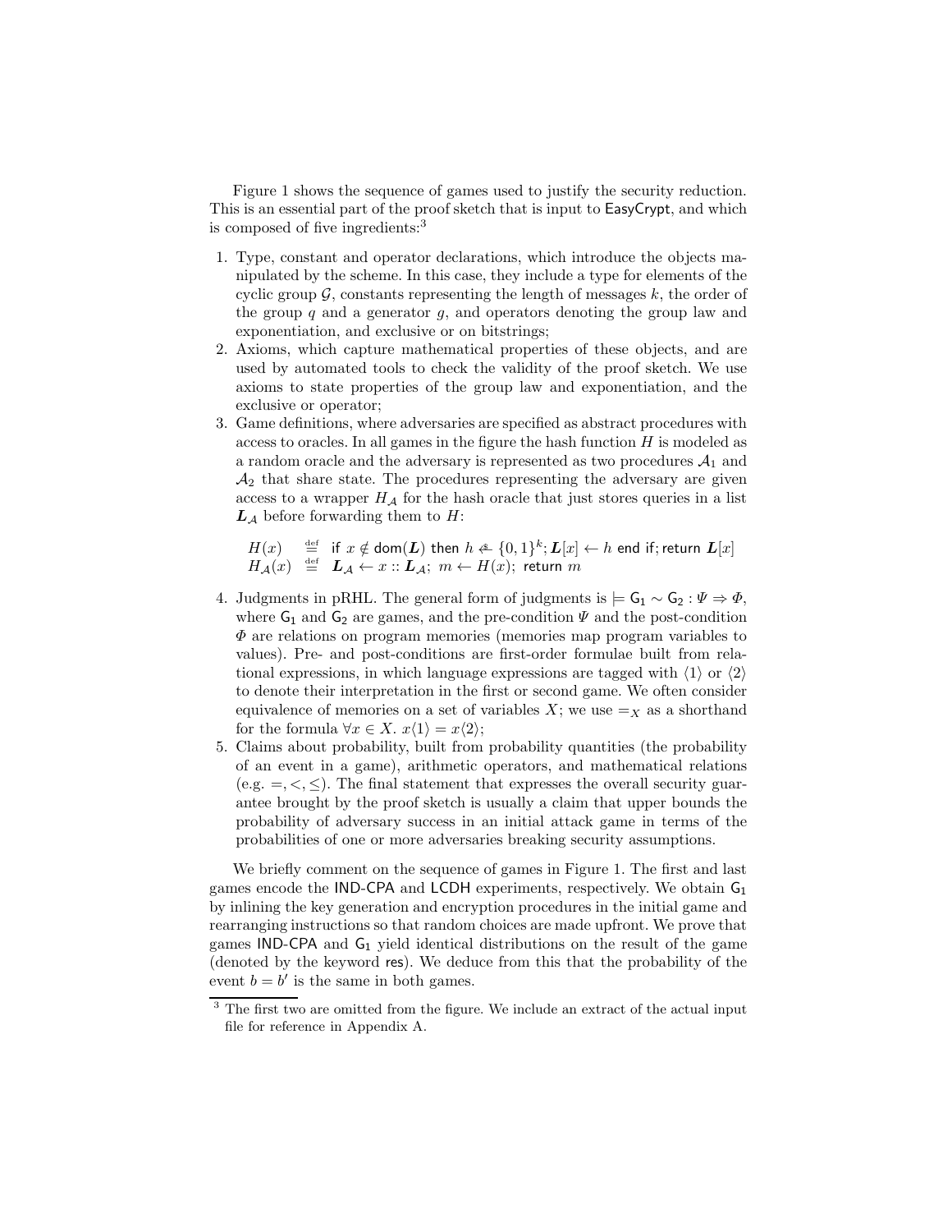Figure 1 shows the sequence of games used to justify the security reduction. This is an essential part of the proof sketch that is input to EasyCrypt, and which is composed of five ingredients:[3]

1. Type, constant and operator declarations, which introduce the objects manipulated by the scheme. In this case, they include a type for elements of the cyclic group $\mathcal{G}$, constants representing the length of messages $k$, the order of the group $q$ and a generator $g$, and operators denoting the group law and exponentiation, and exclusive or on bitstrings;
2. Axioms, which capture mathematical properties of these objects, and are used by automated tools to check the validity of the proof sketch. We use axioms to state properties of the group law and exponentiation, and the exclusive or operator;
3. Game definitions, where adversaries are specified as abstract procedures with access to oracles. In all games in the figure the hash function $H$ is modeled as a random oracle and the adversary is represented as two procedures $\mathcal{A}_1$ and $\mathcal{A}_2$ that share state. The procedures representing the adversary are given access to a wrapper $H_{\mathcal{A}}$ for the hash oracle that just stores queries in a list $\boldsymbol{L}_{\mathcal{A}}$ before forwarding them to $H$:

$$
\begin{array}{lcl}
H(x) & \stackrel{\text{def}}{=} & \textsf{if } x \notin \textsf{dom}(\boldsymbol{L}) \textsf{ then } h \stackrel{\$}{\leftarrow} \{0,1\}^k; \boldsymbol{L}[x] \leftarrow h \textsf{ end if}; \textsf{return } \boldsymbol{L}[x] \\
H_{\mathcal{A}}(x) & \stackrel{\text{def}}{=} & \boldsymbol{L}_{\mathcal{A}} \leftarrow x :: \boldsymbol{L}_{\mathcal{A}};\ m \leftarrow H(x);\ \textsf{return } m
\end{array}
$$

4. Judgments in pRHL. The general form of judgments is $\models \mathsf{G}_1 \sim \mathsf{G}_2 : \Psi \Rightarrow \Phi$, where $\mathsf{G}_1$ and $\mathsf{G}_2$ are games, and the pre-condition $\Psi$ and the post-condition $\Phi$ are relations on program memories (memories map program variables to values). Pre- and post-conditions are first-order formulae built from relational expressions, in which language expressions are tagged with $\langle 1 \rangle$ or $\langle 2 \rangle$ to denote their interpretation in the first or second game. We often consider equivalence of memories on a set of variables $X$; we use $=_X$ as a shorthand for the formula $\forall x \in X.\ x\langle 1 \rangle = x\langle 2 \rangle$;
5. Claims about probability, built from probability quantities (the probability of an event in a game), arithmetic operators, and mathematical relations (e.g. $=, <, \leq$). The final statement that expresses the overall security guarantee brought by the proof sketch is usually a claim that upper bounds the probability of adversary success in an initial attack game in terms of the probabilities of one or more adversaries breaking security assumptions.

We briefly comment on the sequence of games in Figure 1. The first and last games encode the IND-CPA and LCDH experiments, respectively. We obtain $\mathsf{G}_1$ by inlining the key generation and encryption procedures in the initial game and rearranging instructions so that random choices are made upfront. We prove that games IND-CPA and $\mathsf{G}_1$ yield identical distributions on the result of the game (denoted by the keyword res). We deduce from this that the probability of the event $b = b'$ is the same in both games.

[3] The first two are omitted from the figure. We include an extract of the actual input file for reference in Appendix A.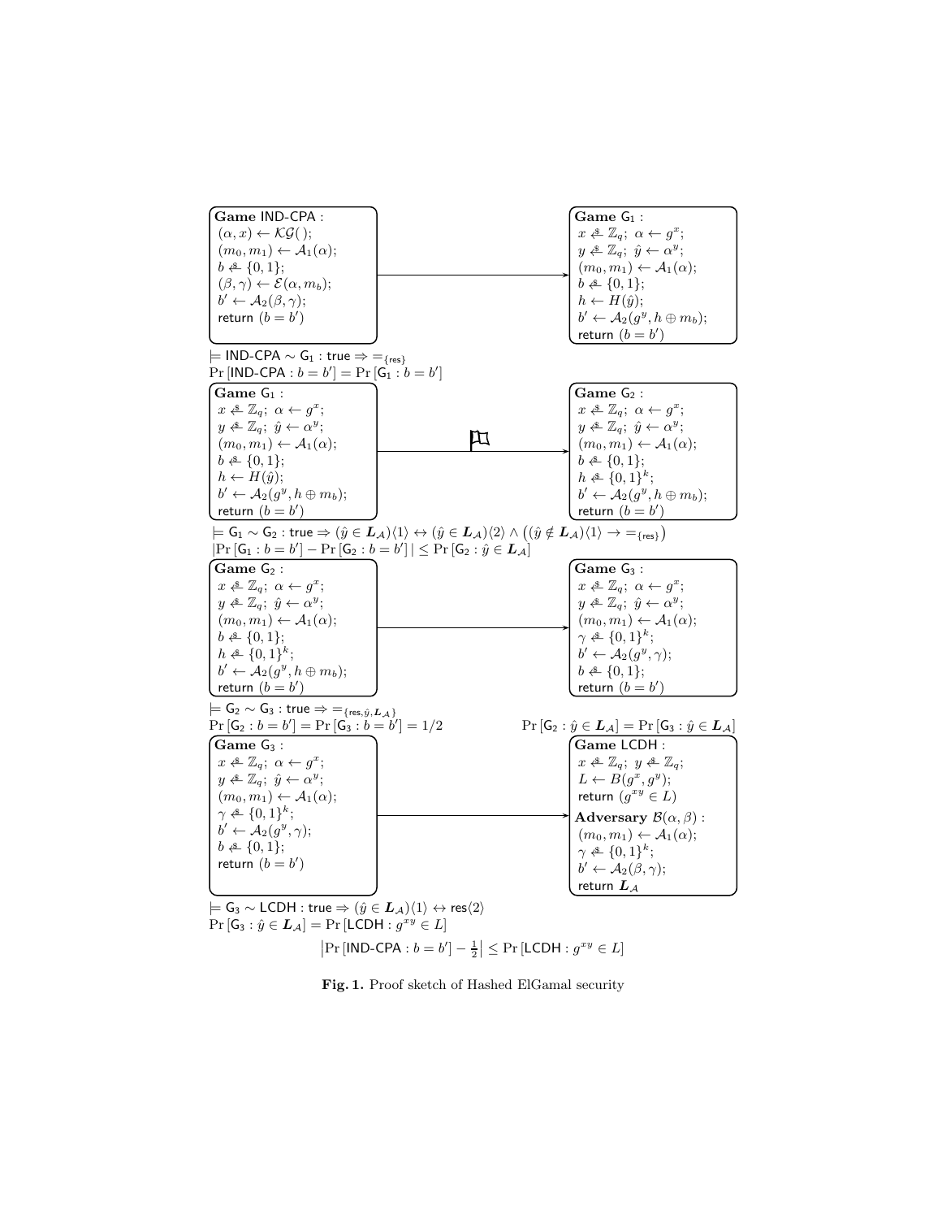**Game** IND-CPA :

$(\alpha, x) \leftarrow \mathcal{KG}(\,)$;
$(m_0, m_1) \leftarrow \mathcal{A}_1(\alpha)$;
$b \xleftarrow{\$} \{0,1\}$;
$(\beta, \gamma) \leftarrow \mathcal{E}(\alpha, m_b)$;
$b' \leftarrow \mathcal{A}_2(\beta, \gamma)$;
return $(b = b')$

**Game** $\mathsf{G}_1$ :

$x \xleftarrow{\$} \mathbb{Z}_q;\ \alpha \leftarrow g^x$;
$y \xleftarrow{\$} \mathbb{Z}_q;\ \hat{y} \leftarrow \alpha^y$;
$(m_0, m_1) \leftarrow \mathcal{A}_1(\alpha)$;
$b \xleftarrow{\$} \{0,1\}$;
$h \leftarrow H(\hat{y})$;
$b' \leftarrow \mathcal{A}_2(g^y, h \oplus m_b)$;
return $(b = b')$

$\models \mathsf{IND\text{-}CPA} \sim \mathsf{G}_1 : \mathsf{true} \Rightarrow =_{\{\mathsf{res}\}}$
$\Pr[\mathsf{IND\text{-}CPA} : b = b'] = \Pr[\mathsf{G}_1 : b = b']$

**Game** $\mathsf{G}_1$ :

$x \xleftarrow{\$} \mathbb{Z}_q;\ \alpha \leftarrow g^x$;
$y \xleftarrow{\$} \mathbb{Z}_q;\ \hat{y} \leftarrow \alpha^y$;
$(m_0, m_1) \leftarrow \mathcal{A}_1(\alpha)$;
$b \xleftarrow{\$} \{0,1\}$;
$h \leftarrow H(\hat{y})$;
$b' \leftarrow \mathcal{A}_2(g^y, h \oplus m_b)$;
return $(b = b')$

**Game** $\mathsf{G}_2$ :

$x \xleftarrow{\$} \mathbb{Z}_q;\ \alpha \leftarrow g^x$;
$y \xleftarrow{\$} \mathbb{Z}_q;\ \hat{y} \leftarrow \alpha^y$;
$(m_0, m_1) \leftarrow \mathcal{A}_1(\alpha)$;
$b \xleftarrow{\$} \{0,1\}$;
$h \xleftarrow{\$} \{0,1\}^k$;
$b' \leftarrow \mathcal{A}_2(g^y, h \oplus m_b)$;
return $(b = b')$

$\models \mathsf{G}_1 \sim \mathsf{G}_2 : \mathsf{true} \Rightarrow (\hat{y} \in \boldsymbol{L}_\mathcal{A})\langle 1 \rangle \leftrightarrow (\hat{y} \in \boldsymbol{L}_\mathcal{A})\langle 2 \rangle \wedge \left((\hat{y} \notin \boldsymbol{L}_\mathcal{A})\langle 1 \rangle \rightarrow =_{\{\mathsf{res}\}}\right)$
$|\Pr[\mathsf{G}_1 : b = b'] - \Pr[\mathsf{G}_2 : b = b']| \leq \Pr[\mathsf{G}_2 : \hat{y} \in \boldsymbol{L}_\mathcal{A}]$

**Game** $\mathsf{G}_2$ :

$x \xleftarrow{\$} \mathbb{Z}_q;\ \alpha \leftarrow g^x$;
$y \xleftarrow{\$} \mathbb{Z}_q;\ \hat{y} \leftarrow \alpha^y$;
$(m_0, m_1) \leftarrow \mathcal{A}_1(\alpha)$;
$b \xleftarrow{\$} \{0,1\}$;
$h \xleftarrow{\$} \{0,1\}^k$;
$b' \leftarrow \mathcal{A}_2(g^y, h \oplus m_b)$;
return $(b = b')$

**Game** $\mathsf{G}_3$ :

$x \xleftarrow{\$} \mathbb{Z}_q;\ \alpha \leftarrow g^x$;
$y \xleftarrow{\$} \mathbb{Z}_q;\ \hat{y} \leftarrow \alpha^y$;
$(m_0, m_1) \leftarrow \mathcal{A}_1(\alpha)$;
$\gamma \xleftarrow{\$} \{0,1\}^k$;
$b' \leftarrow \mathcal{A}_2(g^y, \gamma)$;
$b \xleftarrow{\$} \{0,1\}$;
return $(b = b')$

$\models \mathsf{G}_2 \sim \mathsf{G}_3 : \mathsf{true} \Rightarrow =_{\{\mathsf{res}, \hat{y}, \boldsymbol{L}_\mathcal{A}\}}$
$\Pr[\mathsf{G}_2 : b = b'] = \Pr[\mathsf{G}_3 : b = b'] = 1/2$ $\qquad$ $\Pr[\mathsf{G}_2 : \hat{y} \in \boldsymbol{L}_\mathcal{A}] = \Pr[\mathsf{G}_3 : \hat{y} \in \boldsymbol{L}_\mathcal{A}]$

**Game** $\mathsf{G}_3$ :

$x \xleftarrow{\$} \mathbb{Z}_q;\ \alpha \leftarrow g^x$;
$y \xleftarrow{\$} \mathbb{Z}_q;\ \hat{y} \leftarrow \alpha^y$;
$(m_0, m_1) \leftarrow \mathcal{A}_1(\alpha)$;
$\gamma \xleftarrow{\$} \{0,1\}^k$;
$b' \leftarrow \mathcal{A}_2(g^y, \gamma)$;
$b \xleftarrow{\$} \{0,1\}$;
return $(b = b')$

**Game** LCDH :

$x \xleftarrow{\$} \mathbb{Z}_q;\ y \xleftarrow{\$} \mathbb{Z}_q$;
$L \leftarrow B(g^x, g^y)$;
return $(g^{xy} \in L)$

**Adversary** $\mathcal{B}(\alpha, \beta)$ :

$(m_0, m_1) \leftarrow \mathcal{A}_1(\alpha)$;
$\gamma \xleftarrow{\$} \{0,1\}^k$;
$b' \leftarrow \mathcal{A}_2(\beta, \gamma)$;
return $\boldsymbol{L}_\mathcal{A}$

$\models \mathsf{G}_3 \sim \mathsf{LCDH} : \mathsf{true} \Rightarrow (\hat{y} \in \boldsymbol{L}_\mathcal{A})\langle 1 \rangle \leftrightarrow \mathsf{res}\langle 2 \rangle$
$\Pr[\mathsf{G}_3 : \hat{y} \in \boldsymbol{L}_\mathcal{A}] = \Pr[\mathsf{LCDH} : g^{xy} \in L]$

$$\left|\Pr[\mathsf{IND\text{-}CPA} : b = b'] - \tfrac{1}{2}\right| \leq \Pr[\mathsf{LCDH} : g^{xy} \in L]$$

**Fig. 1.** Proof sketch of Hashed ElGamal security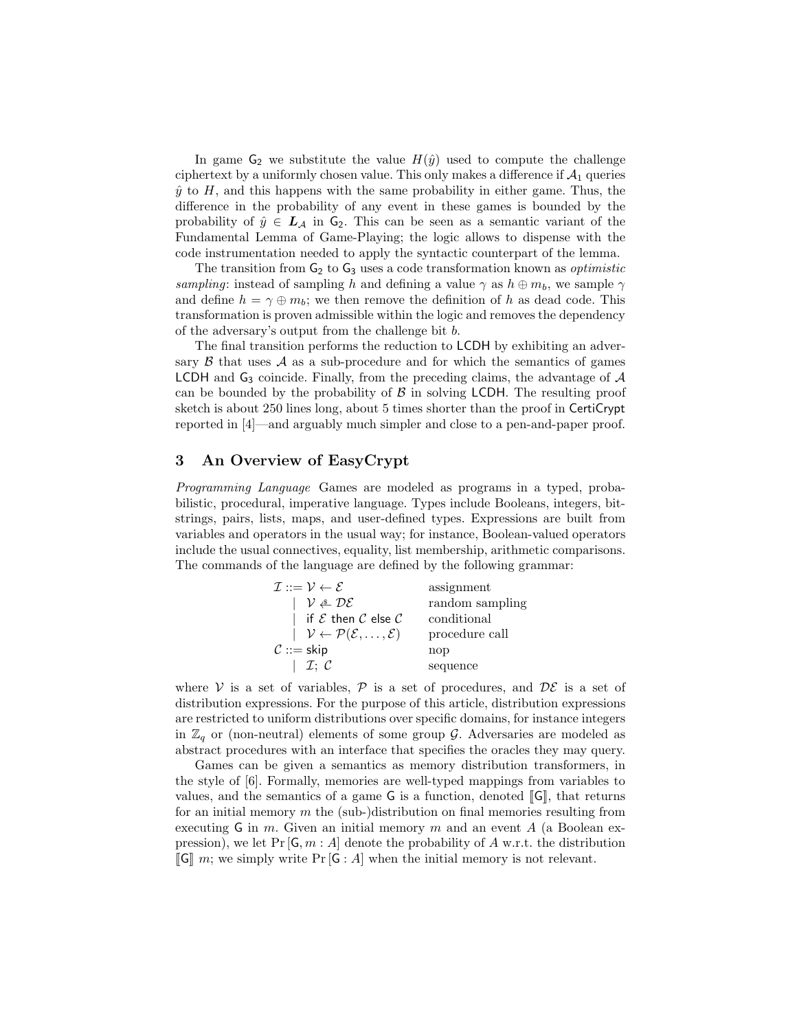In game $\mathsf{G}_2$ we substitute the value $H(\hat{y})$ used to compute the challenge ciphertext by a uniformly chosen value. This only makes a difference if $\mathcal{A}_1$ queries $\hat{y}$ to $H$, and this happens with the same probability in either game. Thus, the difference in the probability of any event in these games is bounded by the probability of $\hat{y} \in \boldsymbol{L}_{\mathcal{A}}$ in $\mathsf{G}_2$. This can be seen as a semantic variant of the Fundamental Lemma of Game-Playing; the logic allows to dispense with the code instrumentation needed to apply the syntactic counterpart of the lemma.

The transition from $\mathsf{G}_2$ to $\mathsf{G}_3$ uses a code transformation known as *optimistic sampling*: instead of sampling $h$ and defining a value $\gamma$ as $h \oplus m_b$, we sample $\gamma$ and define $h = \gamma \oplus m_b$; we then remove the definition of $h$ as dead code. This transformation is proven admissible within the logic and removes the dependency of the adversary's output from the challenge bit $b$.

The final transition performs the reduction to LCDH by exhibiting an adversary $\mathcal{B}$ that uses $\mathcal{A}$ as a sub-procedure and for which the semantics of games LCDH and $\mathsf{G}_3$ coincide. Finally, from the preceding claims, the advantage of $\mathcal{A}$ can be bounded by the probability of $\mathcal{B}$ in solving LCDH. The resulting proof sketch is about 250 lines long, about 5 times shorter than the proof in CertiCrypt reported in [4]—and arguably much simpler and close to a pen-and-paper proof.

## 3 An Overview of EasyCrypt

*Programming Language* Games are modeled as programs in a typed, probabilistic, procedural, imperative language. Types include Booleans, integers, bitstrings, pairs, lists, maps, and user-defined types. Expressions are built from variables and operators in the usual way; for instance, Boolean-valued operators include the usual connectives, equality, list membership, arithmetic comparisons. The commands of the language are defined by the following grammar:

$$
\begin{array}{lll}
\mathcal{I} ::= \mathcal{V} \leftarrow \mathcal{E} & & \text{assignment} \\
\quad \mid \; \mathcal{V} \xleftarrow{\$} \mathcal{DE} & & \text{random sampling} \\
\quad \mid \; \mathsf{if}\ \mathcal{E}\ \mathsf{then}\ \mathcal{C}\ \mathsf{else}\ \mathcal{C} & & \text{conditional} \\
\quad \mid \; \mathcal{V} \leftarrow \mathcal{P}(\mathcal{E}, \ldots, \mathcal{E}) & & \text{procedure call} \\
\mathcal{C} ::= \mathsf{skip} & & \text{nop} \\
\quad \mid \; \mathcal{I};\ \mathcal{C} & & \text{sequence}
\end{array}
$$

where $\mathcal{V}$ is a set of variables, $\mathcal{P}$ is a set of procedures, and $\mathcal{DE}$ is a set of distribution expressions. For the purpose of this article, distribution expressions are restricted to uniform distributions over specific domains, for instance integers in $\mathbb{Z}_q$ or (non-neutral) elements of some group $\mathcal{G}$. Adversaries are modeled as abstract procedures with an interface that specifies the oracles they may query.

Games can be given a semantics as memory distribution transformers, in the style of [6]. Formally, memories are well-typed mappings from variables to values, and the semantics of a game $\mathsf{G}$ is a function, denoted $[\![\mathsf{G}]\!]$, that returns for an initial memory $m$ the (sub-)distribution on final memories resulting from executing $\mathsf{G}$ in $m$. Given an initial memory $m$ and an event $A$ (a Boolean expression), we let $\Pr[\mathsf{G}, m : A]$ denote the probability of $A$ w.r.t. the distribution $[\![\mathsf{G}]\!]\ m$; we simply write $\Pr[\mathsf{G} : A]$ when the initial memory is not relevant.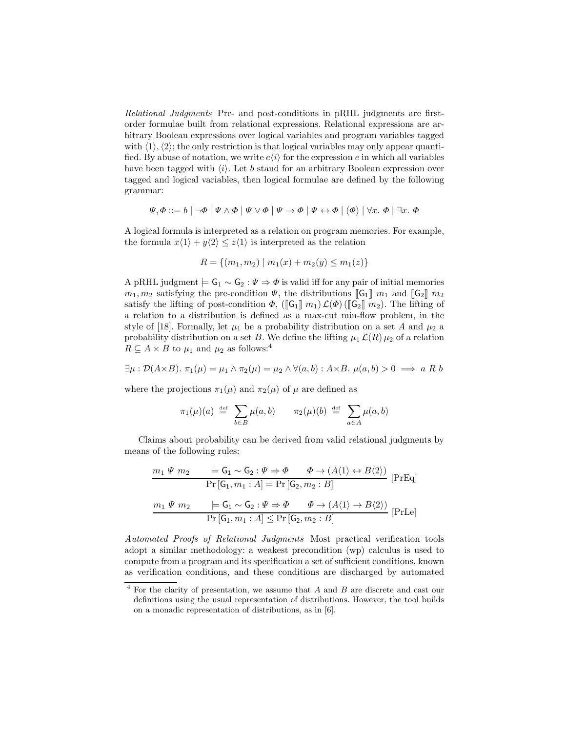*Relational Judgments* Pre- and post-conditions in pRHL judgments are first-order formulae built from relational expressions. Relational expressions are arbitrary Boolean expressions over logical variables and program variables tagged with $\langle 1 \rangle, \langle 2 \rangle$; the only restriction is that logical variables may only appear quantified. By abuse of notation, we write $e\langle i \rangle$ for the expression $e$ in which all variables have been tagged with $\langle i \rangle$. Let $b$ stand for an arbitrary Boolean expression over tagged and logical variables, then logical formulae are defined by the following grammar:

$$\Psi, \Phi ::= b \mid \neg \Phi \mid \Psi \wedge \Phi \mid \Psi \vee \Phi \mid \Psi \to \Phi \mid \Psi \leftrightarrow \Phi \mid (\Phi) \mid \forall x.\ \Phi \mid \exists x.\ \Phi$$

A logical formula is interpreted as a relation on program memories. For example, the formula $x\langle 1 \rangle + y\langle 2 \rangle \leq z\langle 1 \rangle$ is interpreted as the relation

$$R = \{(m_1, m_2) \mid m_1(x) + m_2(y) \leq m_1(z)\}$$

A pRHL judgment $\models \mathsf{G}_1 \sim \mathsf{G}_2 : \Psi \Rightarrow \Phi$ is valid iff for any pair of initial memories $m_1, m_2$ satisfying the pre-condition $\Psi$, the distributions $[\![\mathsf{G}_1]\!]\ m_1$ and $[\![\mathsf{G}_2]\!]\ m_2$ satisfy the lifting of post-condition $\Phi$, $([\![\mathsf{G}_1]\!]\ m_1)\, \mathcal{L}(\Phi)\, ([\![\mathsf{G}_2]\!]\ m_2)$. The lifting of a relation to a distribution is defined as a max-cut min-flow problem, in the style of [18]. Formally, let $\mu_1$ be a probability distribution on a set $A$ and $\mu_2$ a probability distribution on a set $B$. We define the lifting $\mu_1\, \mathcal{L}(R)\, \mu_2$ of a relation $R \subseteq A \times B$ to $\mu_1$ and $\mu_2$ as follows:[4]

$$\exists \mu : \mathcal{D}(A \times B).\ \pi_1(\mu) = \mu_1 \wedge \pi_2(\mu) = \mu_2 \wedge \forall (a, b) : A \times B.\ \mu(a, b) > 0 \implies a\ R\ b$$

where the projections $\pi_1(\mu)$ and $\pi_2(\mu)$ of $\mu$ are defined as

$$\pi_1(\mu)(a) \stackrel{\text{def}}{=} \sum_{b \in B} \mu(a, b) \qquad \pi_2(\mu)(b) \stackrel{\text{def}}{=} \sum_{a \in A} \mu(a, b)$$

Claims about probability can be derived from valid relational judgments by means of the following rules:

$$\frac{m_1\ \Psi\ m_2 \qquad \models \mathsf{G}_1 \sim \mathsf{G}_2 : \Psi \Rightarrow \Phi \qquad \Phi \to (A\langle 1 \rangle \leftrightarrow B\langle 2 \rangle)}{\Pr\left[\mathsf{G}_1, m_1 : A\right] = \Pr\left[\mathsf{G}_2, m_2 : B\right]}\ [\text{PrEq}]$$

$$\frac{m_1\ \Psi\ m_2 \qquad \models \mathsf{G}_1 \sim \mathsf{G}_2 : \Psi \Rightarrow \Phi \qquad \Phi \to (A\langle 1 \rangle \to B\langle 2 \rangle)}{\Pr\left[\mathsf{G}_1, m_1 : A\right] \leq \Pr\left[\mathsf{G}_2, m_2 : B\right]}\ [\text{PrLe}]$$

*Automated Proofs of Relational Judgments* Most practical verification tools adopt a similar methodology: a weakest precondition (wp) calculus is used to compute from a program and its specification a set of sufficient conditions, known as verification conditions, and these conditions are discharged by automated

[4] For the clarity of presentation, we assume that $A$ and $B$ are discrete and cast our definitions using the usual representation of distributions. However, the tool builds on a monadic representation of distributions, as in [6].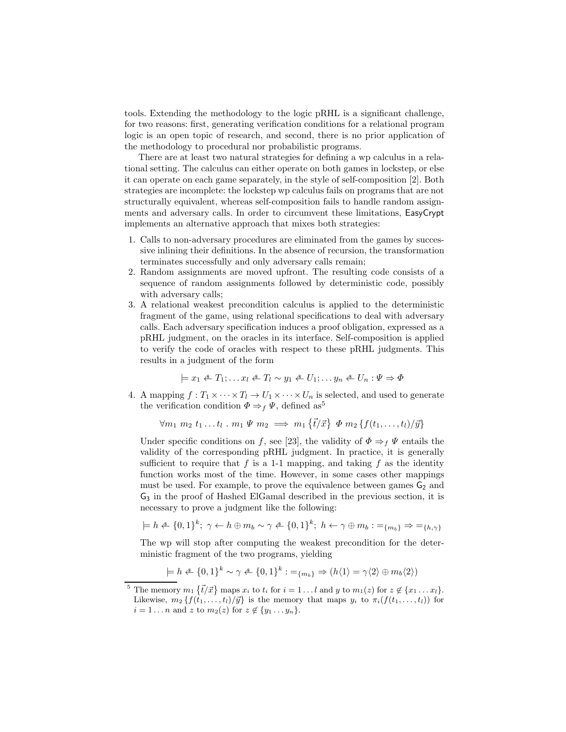tools. Extending the methodology to the logic pRHL is a significant challenge, for two reasons: first, generating verification conditions for a relational program logic is an open topic of research, and second, there is no prior application of the methodology to procedural nor probabilistic programs.

There are at least two natural strategies for defining a wp calculus in a relational setting. The calculus can either operate on both games in lockstep, or else it can operate on each game separately, in the style of self-composition [2]. Both strategies are incomplete: the lockstep wp calculus fails on programs that are not structurally equivalent, whereas self-composition fails to handle random assignments and adversary calls. In order to circumvent these limitations, EasyCrypt implements an alternative approach that mixes both strategies:

1. Calls to non-adversary procedures are eliminated from the games by successive inlining their definitions. In the absence of recursion, the transformation terminates successfully and only adversary calls remain;
2. Random assignments are moved upfront. The resulting code consists of a sequence of random assignments followed by deterministic code, possibly with adversary calls;
3. A relational weakest precondition calculus is applied to the deterministic fragment of the game, using relational specifications to deal with adversary calls. Each adversary specification induces a proof obligation, expressed as a pRHL judgment, on the oracles in its interface. Self-composition is applied to verify the code of oracles with respect to these pRHL judgments. This results in a judgment of the form

$$\models x_1 \stackrel{\$}{\leftarrow} T_1; \dots x_l \stackrel{\$}{\leftarrow} T_l \sim y_1 \stackrel{\$}{\leftarrow} U_1; \dots y_n \stackrel{\$}{\leftarrow} U_n : \Psi \Rightarrow \Phi$$

4. A mapping $f : T_1 \times \cdots \times T_l \to U_1 \times \cdots \times U_n$ is selected, and used to generate the verification condition $\Phi \Rightarrow_f \Psi$, defined as[5]

$$\forall m_1\ m_2\ t_1 \dots t_l\ .\ m_1\ \Psi\ m_2 \implies m_1 \left\{\vec{t}/\vec{x}\right\}\ \Phi\ m_2 \left\{f(t_1, \dots, t_l)/\vec{y}\right\}$$

Under specific conditions on $f$, see [23], the validity of $\Phi \Rightarrow_f \Psi$ entails the validity of the corresponding pRHL judgment. In practice, it is generally sufficient to require that $f$ is a 1-1 mapping, and taking $f$ as the identity function works most of the time. However, in some cases other mappings must be used. For example, to prove the equivalence between games $\mathsf{G}_2$ and $\mathsf{G}_3$ in the proof of Hashed ElGamal described in the previous section, it is necessary to prove a judgment like the following:

$$\models h \stackrel{\$}{\leftarrow} \{0,1\}^k;\ \gamma \leftarrow h \oplus m_b \sim \gamma \stackrel{\$}{\leftarrow} \{0,1\}^k;\ h \leftarrow \gamma \oplus m_b : =_{\{m_b\}} \Rightarrow =_{\{h,\gamma\}}$$

The wp will stop after computing the weakest precondition for the deterministic fragment of the two programs, yielding

$$\models h \stackrel{\$}{\leftarrow} \{0,1\}^k \sim \gamma \stackrel{\$}{\leftarrow} \{0,1\}^k : =_{\{m_b\}} \Rightarrow (h\langle 1\rangle = \gamma\langle 2\rangle \oplus m_b\langle 2\rangle)$$

[5] The memory $m_1 \left\{\vec{t}/\vec{x}\right\}$ maps $x_i$ to $t_i$ for $i = 1 \dots l$ and $y$ to $m_1(z)$ for $z \notin \{x_1 \dots x_l\}$. Likewise, $m_2 \left\{f(t_1, \dots, t_l)/\vec{y}\right\}$ is the memory that maps $y_i$ to $\pi_i(f(t_1, \dots, t_l))$ for $i = 1 \dots n$ and $z$ to $m_2(z)$ for $z \notin \{y_1 \dots y_n\}$.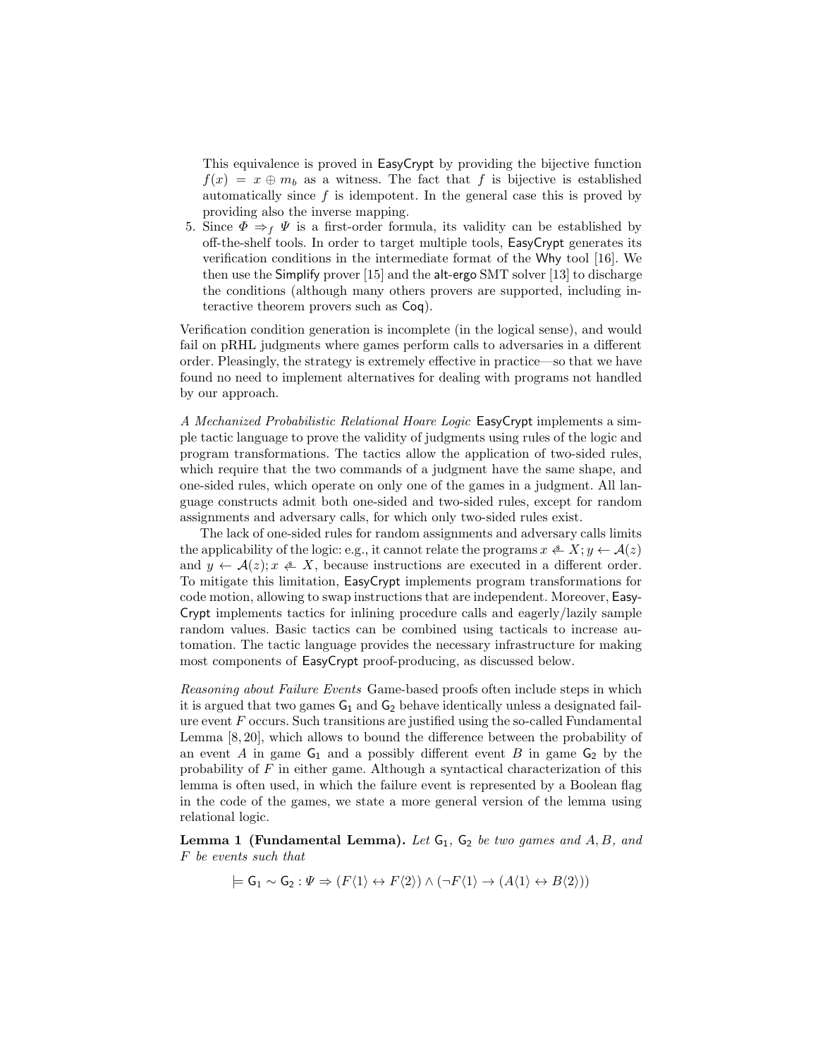This equivalence is proved in EasyCrypt by providing the bijective function $f(x) = x \oplus m_b$ as a witness. The fact that $f$ is bijective is established automatically since $f$ is idempotent. In the general case this is proved by providing also the inverse mapping.

5. Since $\Phi \Rightarrow_f \Psi$ is a first-order formula, its validity can be established by off-the-shelf tools. In order to target multiple tools, EasyCrypt generates its verification conditions in the intermediate format of the Why tool [16]. We then use the Simplify prover [15] and the alt-ergo SMT solver [13] to discharge the conditions (although many others provers are supported, including interactive theorem provers such as Coq).

Verification condition generation is incomplete (in the logical sense), and would fail on pRHL judgments where games perform calls to adversaries in a different order. Pleasingly, the strategy is extremely effective in practice—so that we have found no need to implement alternatives for dealing with programs not handled by our approach.

*A Mechanized Probabilistic Relational Hoare Logic* EasyCrypt implements a simple tactic language to prove the validity of judgments using rules of the logic and program transformations. The tactics allow the application of two-sided rules, which require that the two commands of a judgment have the same shape, and one-sided rules, which operate on only one of the games in a judgment. All language constructs admit both one-sided and two-sided rules, except for random assignments and adversary calls, for which only two-sided rules exist.

The lack of one-sided rules for random assignments and adversary calls limits the applicability of the logic: e.g., it cannot relate the programs $x \stackrel{\$}{\leftarrow} X; y \leftarrow \mathcal{A}(z)$ and $y \leftarrow \mathcal{A}(z); x \stackrel{\$}{\leftarrow} X$, because instructions are executed in a different order. To mitigate this limitation, EasyCrypt implements program transformations for code motion, allowing to swap instructions that are independent. Moreover, EasyCrypt implements tactics for inlining procedure calls and eagerly/lazily sample random values. Basic tactics can be combined using tacticals to increase automation. The tactic language provides the necessary infrastructure for making most components of EasyCrypt proof-producing, as discussed below.

*Reasoning about Failure Events* Game-based proofs often include steps in which it is argued that two games $\mathsf{G}_1$ and $\mathsf{G}_2$ behave identically unless a designated failure event $F$ occurs. Such transitions are justified using the so-called Fundamental Lemma [8, 20], which allows to bound the difference between the probability of an event $A$ in game $\mathsf{G}_1$ and a possibly different event $B$ in game $\mathsf{G}_2$ by the probability of $F$ in either game. Although a syntactical characterization of this lemma is often used, in which the failure event is represented by a Boolean flag in the code of the games, we state a more general version of the lemma using relational logic.

**Lemma 1 (Fundamental Lemma).** *Let $\mathsf{G}_1$, $\mathsf{G}_2$ be two games and $A, B$, and $F$ be events such that*

$$\models \mathsf{G}_1 \sim \mathsf{G}_2 : \Psi \Rightarrow (F\langle 1\rangle \leftrightarrow F\langle 2\rangle) \wedge (\neg F\langle 1\rangle \rightarrow (A\langle 1\rangle \leftrightarrow B\langle 2\rangle))$$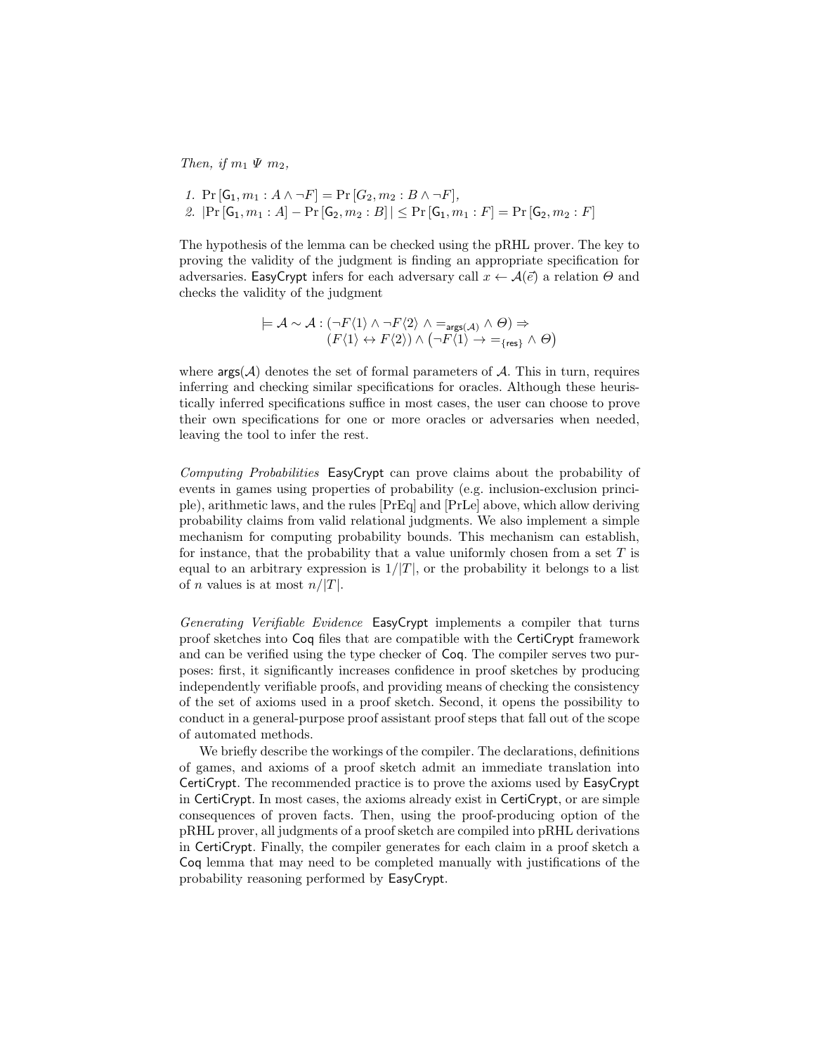*Then, if* $m_1 \; \Psi \; m_2$,

1. $\Pr[\mathsf{G}_1, m_1 : A \wedge \neg F] = \Pr[G_2, m_2 : B \wedge \neg F]$,
2. $|\Pr[\mathsf{G}_1, m_1 : A] - \Pr[\mathsf{G}_2, m_2 : B]| \leq \Pr[\mathsf{G}_1, m_1 : F] = \Pr[\mathsf{G}_2, m_2 : F]$

The hypothesis of the lemma can be checked using the pRHL prover. The key to proving the validity of the judgment is finding an appropriate specification for adversaries. EasyCrypt infers for each adversary call $x \leftarrow \mathcal{A}(\vec{e})$ a relation $\Theta$ and checks the validity of the judgment

$$\models \mathcal{A} \sim \mathcal{A} : (\neg F\langle 1\rangle \wedge \neg F\langle 2\rangle \wedge =_{\mathsf{args}(\mathcal{A})} \wedge \Theta) \Rightarrow (F\langle 1\rangle \leftrightarrow F\langle 2\rangle) \wedge \big(\neg F\langle 1\rangle \rightarrow =_{\{\mathsf{res}\}} \wedge \Theta\big)$$

where $\mathsf{args}(\mathcal{A})$ denotes the set of formal parameters of $\mathcal{A}$. This in turn, requires inferring and checking similar specifications for oracles. Although these heuristically inferred specifications suffice in most cases, the user can choose to prove their own specifications for one or more oracles or adversaries when needed, leaving the tool to infer the rest.

*Computing Probabilities* EasyCrypt can prove claims about the probability of events in games using properties of probability (e.g. inclusion-exclusion principle), arithmetic laws, and the rules [PrEq] and [PrLe] above, which allow deriving probability claims from valid relational judgments. We also implement a simple mechanism for computing probability bounds. This mechanism can establish, for instance, that the probability that a value uniformly chosen from a set $T$ is equal to an arbitrary expression is $1/|T|$, or the probability it belongs to a list of $n$ values is at most $n/|T|$.

*Generating Verifiable Evidence* EasyCrypt implements a compiler that turns proof sketches into Coq files that are compatible with the CertiCrypt framework and can be verified using the type checker of Coq. The compiler serves two purposes: first, it significantly increases confidence in proof sketches by producing independently verifiable proofs, and providing means of checking the consistency of the set of axioms used in a proof sketch. Second, it opens the possibility to conduct in a general-purpose proof assistant proof steps that fall out of the scope of automated methods.

We briefly describe the workings of the compiler. The declarations, definitions of games, and axioms of a proof sketch admit an immediate translation into CertiCrypt. The recommended practice is to prove the axioms used by EasyCrypt in CertiCrypt. In most cases, the axioms already exist in CertiCrypt, or are simple consequences of proven facts. Then, using the proof-producing option of the pRHL prover, all judgments of a proof sketch are compiled into pRHL derivations in CertiCrypt. Finally, the compiler generates for each claim in a proof sketch a Coq lemma that may need to be completed manually with justifications of the probability reasoning performed by EasyCrypt.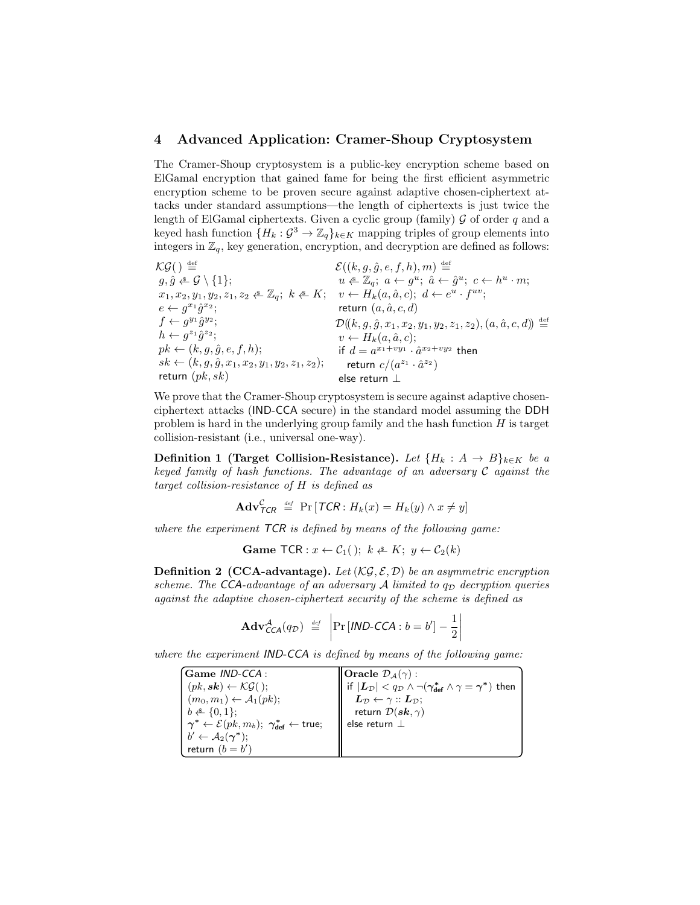## 4 Advanced Application: Cramer-Shoup Cryptosystem

The Cramer-Shoup cryptosystem is a public-key encryption scheme based on ElGamal encryption that gained fame for being the first efficient asymmetric encryption scheme to be proven secure against adaptive chosen-ciphertext attacks under standard assumptions—the length of ciphertexts is just twice the length of ElGamal ciphertexts. Given a cyclic group (family) $\mathcal{G}$ of order $q$ and a keyed hash function $\{H_k : \mathcal{G}^3 \to \mathbb{Z}_q\}_{k \in K}$ mapping triples of group elements into integers in $\mathbb{Z}_q$, key generation, encryption, and decryption are defined as follows:

$$
\begin{array}{ll}
\mathcal{KG}(\,) \stackrel{\text{def}}{=} & \mathcal{E}((k, g, \hat{g}, e, f, h), m) \stackrel{\text{def}}{=} \\
\quad g, \hat{g} \xleftarrow{\$} \mathcal{G} \setminus \{1\}; & \quad u \xleftarrow{\$} \mathbb{Z}_q;\ a \leftarrow g^u;\ \hat{a} \leftarrow \hat{g}^u;\ c \leftarrow h^u \cdot m; \\
\quad x_1, x_2, y_1, y_2, z_1, z_2 \xleftarrow{\$} \mathbb{Z}_q;\ k \xleftarrow{\$} K; & \quad v \leftarrow H_k(a, \hat{a}, c);\ d \leftarrow e^u \cdot f^{uv}; \\
\quad e \leftarrow g^{x_1} \hat{g}^{x_2}; & \quad \text{return } (a, \hat{a}, c, d) \\
\quad f \leftarrow g^{y_1} \hat{g}^{y_2}; & \mathcal{D}((k, g, \hat{g}, x_1, x_2, y_1, y_2, z_1, z_2), (a, \hat{a}, c, d)) \stackrel{\text{def}}{=} \\
\quad h \leftarrow g^{z_1} \hat{g}^{z_2}; & \quad v \leftarrow H_k(a, \hat{a}, c); \\
\quad pk \leftarrow (k, g, \hat{g}, e, f, h); & \quad \text{if } d = a^{x_1 + v y_1} \cdot \hat{a}^{x_2 + v y_2} \text{ then} \\
\quad sk \leftarrow (k, g, \hat{g}, x_1, x_2, y_1, y_2, z_1, z_2); & \quad\quad \text{return } c / (a^{z_1} \cdot \hat{a}^{z_2}) \\
\quad \text{return } (pk, sk) & \quad \text{else return } \bot
\end{array}
$$

We prove that the Cramer-Shoup cryptosystem is secure against adaptive chosen-ciphertext attacks (IND-CCA secure) in the standard model assuming the DDH problem is hard in the underlying group family and the hash function $H$ is target collision-resistant (i.e., universal one-way).

**Definition 1 (Target Collision-Resistance).** *Let $\{H_k : A \to B\}_{k \in K}$ be a keyed family of hash functions. The advantage of an adversary $\mathcal{C}$ against the target collision-resistance of $H$ is defined as*

$$\mathbf{Adv}^{\mathcal{C}}_{\mathsf{TCR}} \stackrel{\text{def}}{=} \Pr\left[\mathsf{TCR} : H_k(x) = H_k(y) \wedge x \neq y\right]$$

*where the experiment* TCR *is defined by means of the following game:*

$$\textbf{Game } \mathsf{TCR} : x \leftarrow \mathcal{C}_1(\,);\ k \xleftarrow{\$} K;\ y \leftarrow \mathcal{C}_2(k)$$

**Definition 2 (CCA-advantage).** *Let $(\mathcal{KG}, \mathcal{E}, \mathcal{D})$ be an asymmetric encryption scheme. The CCA-advantage of an adversary $\mathcal{A}$ limited to $q_{\mathcal{D}}$ decryption queries against the adaptive chosen-ciphertext security of the scheme is defined as*

$$\mathbf{Adv}^{\mathcal{A}}_{\mathsf{CCA}}(q_{\mathcal{D}}) \stackrel{\text{def}}{=} \left| \Pr\left[\mathsf{IND\text{-}CCA} : b = b'\right] - \frac{1}{2} \right|$$

*where the experiment* IND-CCA *is defined by means of the following game:*

```
Game IND-CCA :                          Oracle D_A(γ) :
(pk, sk) ← KG( );                       if |L_D| < q_D ∧ ¬(γ*_def ∧ γ = γ*) then
(m_0, m_1) ← A_1(pk);                     L_D ← γ :: L_D;
b ←$ {0, 1};                              return D(sk, γ)
γ* ← E(pk, m_b); γ*_def ← true;         else return ⊥
b' ← A_2(γ*);
return (b = b')
```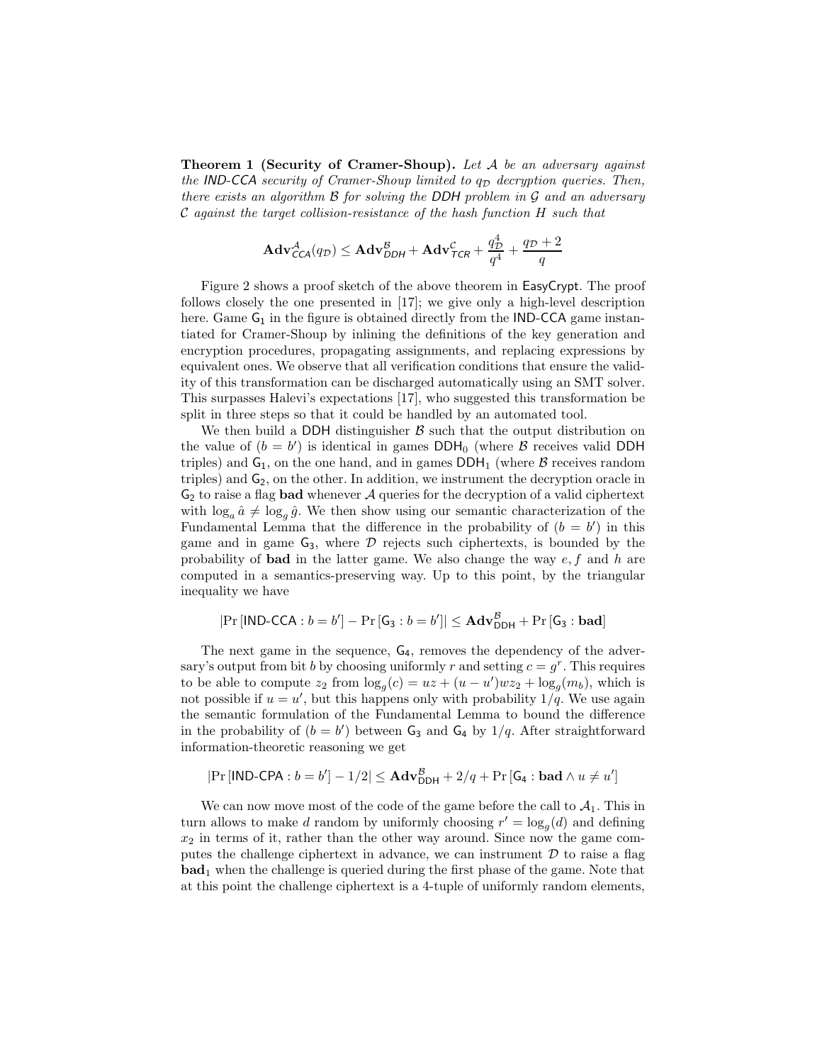**Theorem 1 (Security of Cramer-Shoup).** *Let $\mathcal{A}$ be an adversary against the IND-CCA security of Cramer-Shoup limited to $q_{\mathcal{D}}$ decryption queries. Then, there exists an algorithm $\mathcal{B}$ for solving the DDH problem in $\mathcal{G}$ and an adversary $\mathcal{C}$ against the target collision-resistance of the hash function $H$ such that*

$$\mathbf{Adv}^{\mathcal{A}}_{CCA}(q_{\mathcal{D}}) \leq \mathbf{Adv}^{\mathcal{B}}_{DDH} + \mathbf{Adv}^{\mathcal{C}}_{TCR} + \frac{q_{\mathcal{D}}^4}{q^4} + \frac{q_{\mathcal{D}} + 2}{q}$$

Figure 2 shows a proof sketch of the above theorem in EasyCrypt. The proof follows closely the one presented in [17]; we give only a high-level description here. Game $\mathsf{G}_1$ in the figure is obtained directly from the IND-CCA game instantiated for Cramer-Shoup by inlining the definitions of the key generation and encryption procedures, propagating assignments, and replacing expressions by equivalent ones. We observe that all verification conditions that ensure the validity of this transformation can be discharged automatically using an SMT solver. This surpasses Halevi's expectations [17], who suggested this transformation be split in three steps so that it could be handled by an automated tool.

We then build a DDH distinguisher $\mathcal{B}$ such that the output distribution on the value of $(b = b')$ is identical in games $\mathsf{DDH}_0$ (where $\mathcal{B}$ receives valid DDH triples) and $\mathsf{G}_1$, on the one hand, and in games $\mathsf{DDH}_1$ (where $\mathcal{B}$ receives random triples) and $\mathsf{G}_2$, on the other. In addition, we instrument the decryption oracle in $\mathsf{G}_2$ to raise a flag **bad** whenever $\mathcal{A}$ queries for the decryption of a valid ciphertext with $\log_a \hat{a} \neq \log_g \hat{g}$. We then show using our semantic characterization of the Fundamental Lemma that the difference in the probability of $(b = b')$ in this game and in game $\mathsf{G}_3$, where $\mathcal{D}$ rejects such ciphertexts, is bounded by the probability of **bad** in the latter game. We also change the way $e, f$ and $h$ are computed in a semantics-preserving way. Up to this point, by the triangular inequality we have

$$|\Pr[\mathsf{IND\text{-}CCA} : b = b'] - \Pr[\mathsf{G}_3 : b = b']| \leq \mathbf{Adv}^{\mathcal{B}}_{\mathsf{DDH}} + \Pr[\mathsf{G}_3 : \mathbf{bad}]$$

The next game in the sequence, $\mathsf{G}_4$, removes the dependency of the adversary's output from bit $b$ by choosing uniformly $r$ and setting $c = g^r$. This requires to be able to compute $z_2$ from $\log_g(c) = uz + (u - u')wz_2 + \log_g(m_b)$, which is not possible if $u = u'$, but this happens only with probability $1/q$. We use again the semantic formulation of the Fundamental Lemma to bound the difference in the probability of $(b = b')$ between $\mathsf{G}_3$ and $\mathsf{G}_4$ by $1/q$. After straightforward information-theoretic reasoning we get

$$|\Pr[\mathsf{IND\text{-}CPA} : b = b'] - 1/2| \leq \mathbf{Adv}^{\mathcal{B}}_{\mathsf{DDH}} + 2/q + \Pr[\mathsf{G}_4 : \mathbf{bad} \wedge u \neq u']$$

We can now move most of the code of the game before the call to $\mathcal{A}_1$. This in turn allows to make $d$ random by uniformly choosing $r' = \log_g(d)$ and defining $x_2$ in terms of it, rather than the other way around. Since now the game computes the challenge ciphertext in advance, we can instrument $\mathcal{D}$ to raise a flag $\mathbf{bad}_1$ when the challenge is queried during the first phase of the game. Note that at this point the challenge ciphertext is a 4-tuple of uniformly random elements,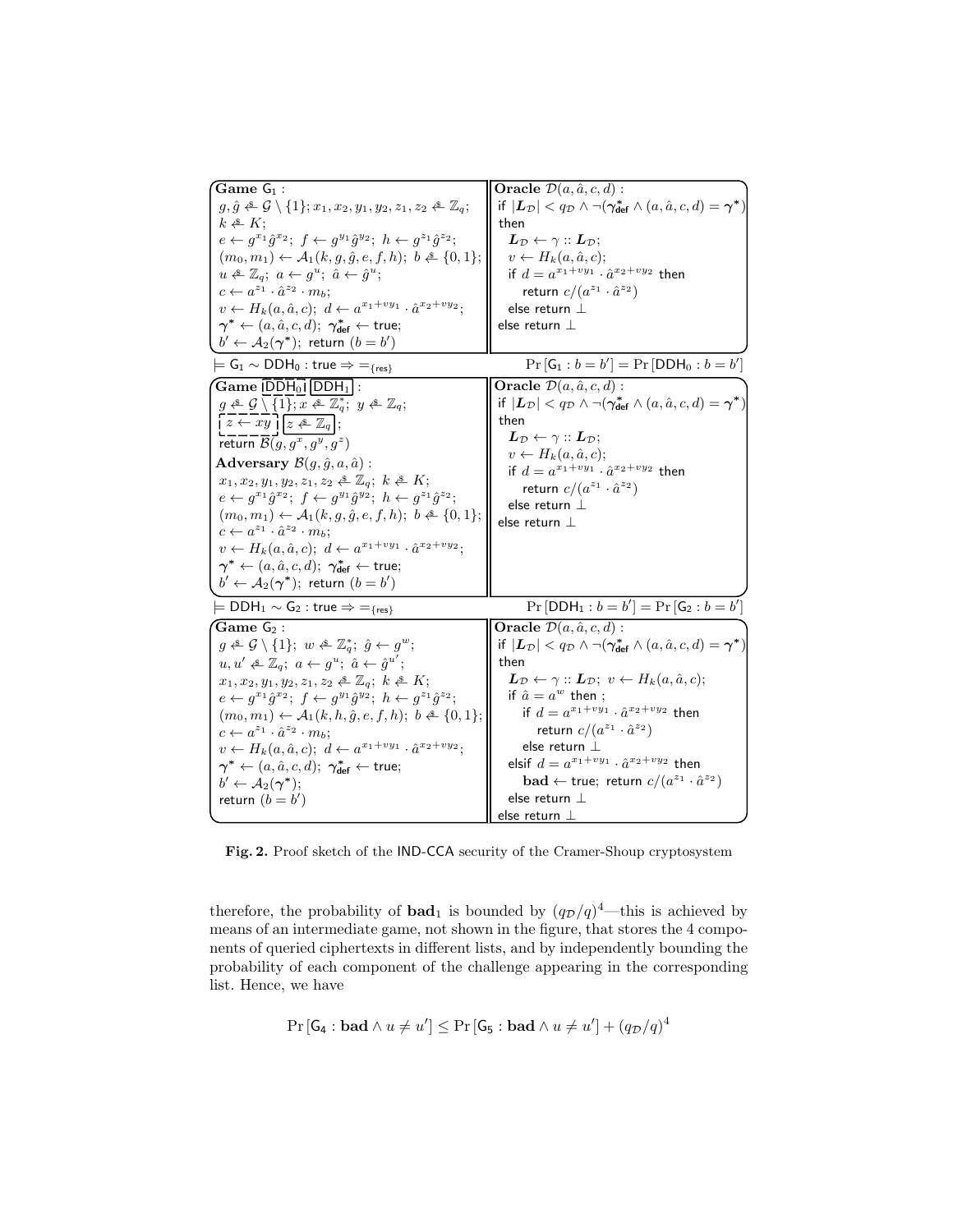**Game $\mathsf{G}_1$ :**
$g, \hat{g} \xleftarrow{\$} \mathcal{G} \setminus \{1\}; x_1, x_2, y_1, y_2, z_1, z_2 \xleftarrow{\$} \mathbb{Z}_q;$
$k \xleftarrow{\$} K;$
$e \leftarrow g^{x_1}\hat{g}^{x_2};\ f \leftarrow g^{y_1}\hat{g}^{y_2};\ h \leftarrow g^{z_1}\hat{g}^{z_2};$
$(m_0, m_1) \leftarrow \mathcal{A}_1(k, g, \hat{g}, e, f, h);\ b \xleftarrow{\$} \{0,1\};$
$u \xleftarrow{\$} \mathbb{Z}_q;\ a \leftarrow g^u;\ \hat{a} \leftarrow \hat{g}^u;$
$c \leftarrow a^{z_1} \cdot \hat{a}^{z_2} \cdot m_b;$
$v \leftarrow H_k(a, \hat{a}, c);\ d \leftarrow a^{x_1+vy_1} \cdot \hat{a}^{x_2+vy_2};$
$\gamma^* \leftarrow (a, \hat{a}, c, d);\ \gamma^*_{\mathsf{def}} \leftarrow \mathsf{true};$
$b' \leftarrow \mathcal{A}_2(\gamma^*);$ return $(b = b')$

**Oracle $\mathcal{D}(a, \hat{a}, c, d)$ :**
if $|\boldsymbol{L}_\mathcal{D}| < q_\mathcal{D} \wedge \neg(\gamma^*_{\mathsf{def}} \wedge (a, \hat{a}, c, d) = \gamma^*)$
then
  $\boldsymbol{L}_\mathcal{D} \leftarrow \gamma :: \boldsymbol{L}_\mathcal{D};$
  $v \leftarrow H_k(a, \hat{a}, c);$
  if $d = a^{x_1+vy_1} \cdot \hat{a}^{x_2+vy_2}$ then
    return $c/(a^{z_1} \cdot \hat{a}^{z_2})$
  else return $\perp$
else return $\perp$

$\models \mathsf{G}_1 \sim \mathsf{DDH}_0 : \mathsf{true} \Rightarrow =_{\{\mathsf{res}\}}$  $\Pr[\mathsf{G}_1 : b = b'] = \Pr[\mathsf{DDH}_0 : b = b']$

**Game $\mathsf{DDH}_0$ $\mathsf{DDH}_1$ :**
$g \xleftarrow{\$} \mathcal{G} \setminus \{1\};\ x \xleftarrow{\$} \mathbb{Z}_q^*;\ y \xleftarrow{\$} \mathbb{Z}_q;$
$z \leftarrow xy$ (in $\mathsf{DDH}_0$) | $z \xleftarrow{\$} \mathbb{Z}_q$ (in $\mathsf{DDH}_1$);
return $\mathcal{B}(g, g^x, g^y, g^z)$

**Adversary $\mathcal{B}(g, \hat{g}, a, \hat{a})$ :**
$x_1, x_2, y_1, y_2, z_1, z_2 \xleftarrow{\$} \mathbb{Z}_q;\ k \xleftarrow{\$} K;$
$e \leftarrow g^{x_1}\hat{g}^{x_2};\ f \leftarrow g^{y_1}\hat{g}^{y_2};\ h \leftarrow g^{z_1}\hat{g}^{z_2};$
$(m_0, m_1) \leftarrow \mathcal{A}_1(k, g, \hat{g}, e, f, h);\ b \xleftarrow{\$} \{0,1\};$
$c \leftarrow a^{z_1} \cdot \hat{a}^{z_2} \cdot m_b;$
$v \leftarrow H_k(a, \hat{a}, c);\ d \leftarrow a^{x_1+vy_1} \cdot \hat{a}^{x_2+vy_2};$
$\gamma^* \leftarrow (a, \hat{a}, c, d);\ \gamma^*_{\mathsf{def}} \leftarrow \mathsf{true};$
$b' \leftarrow \mathcal{A}_2(\gamma^*);$ return $(b = b')$

**Oracle $\mathcal{D}(a, \hat{a}, c, d)$ :**
if $|\boldsymbol{L}_\mathcal{D}| < q_\mathcal{D} \wedge \neg(\gamma^*_{\mathsf{def}} \wedge (a, \hat{a}, c, d) = \gamma^*)$
then
  $\boldsymbol{L}_\mathcal{D} \leftarrow \gamma :: \boldsymbol{L}_\mathcal{D};$
  $v \leftarrow H_k(a, \hat{a}, c);$
  if $d = a^{x_1+vy_1} \cdot \hat{a}^{x_2+vy_2}$ then
    return $c/(a^{z_1} \cdot \hat{a}^{z_2})$
  else return $\perp$
else return $\perp$

$\models \mathsf{DDH}_1 \sim \mathsf{G}_2 : \mathsf{true} \Rightarrow =_{\{\mathsf{res}\}}$  $\Pr[\mathsf{DDH}_1 : b = b'] = \Pr[\mathsf{G}_2 : b = b']$

**Game $\mathsf{G}_2$ :**
$g \xleftarrow{\$} \mathcal{G} \setminus \{1\};\ w \xleftarrow{\$} \mathbb{Z}_q^*;\ \hat{g} \leftarrow g^w;$
$u, u' \xleftarrow{\$} \mathbb{Z}_q;\ a \leftarrow g^u;\ \hat{a} \leftarrow \hat{g}^{u'};$
$x_1, x_2, y_1, y_2, z_1, z_2 \xleftarrow{\$} \mathbb{Z}_q;\ k \xleftarrow{\$} K;$
$e \leftarrow g^{x_1}\hat{g}^{x_2};\ f \leftarrow g^{y_1}\hat{g}^{y_2};\ h \leftarrow g^{z_1}\hat{g}^{z_2};$
$(m_0, m_1) \leftarrow \mathcal{A}_1(k, h, \hat{g}, e, f, h);\ b \xleftarrow{\$} \{0,1\};$
$c \leftarrow a^{z_1} \cdot \hat{a}^{z_2} \cdot m_b;$
$v \leftarrow H_k(a, \hat{a}, c);\ d \leftarrow a^{x_1+vy_1} \cdot \hat{a}^{x_2+vy_2};$
$\gamma^* \leftarrow (a, \hat{a}, c, d);\ \gamma^*_{\mathsf{def}} \leftarrow \mathsf{true};$
$b' \leftarrow \mathcal{A}_2(\gamma^*);$
return $(b = b')$

**Oracle $\mathcal{D}(a, \hat{a}, c, d)$ :**
if $|\boldsymbol{L}_\mathcal{D}| < q_\mathcal{D} \wedge \neg(\gamma^*_{\mathsf{def}} \wedge (a, \hat{a}, c, d) = \gamma^*)$
then
  $\boldsymbol{L}_\mathcal{D} \leftarrow \gamma :: \boldsymbol{L}_\mathcal{D};\ v \leftarrow H_k(a, \hat{a}, c);$
  if $\hat{a} = a^w$ then ;
    if $d = a^{x_1+vy_1} \cdot \hat{a}^{x_2+vy_2}$ then
      return $c/(a^{z_1} \cdot \hat{a}^{z_2})$
    else return $\perp$
  elsif $d = a^{x_1+vy_1} \cdot \hat{a}^{x_2+vy_2}$ then
    $\mathbf{bad} \leftarrow \mathsf{true}$; return $c/(a^{z_1} \cdot \hat{a}^{z_2})$
  else return $\perp$
else return $\perp$

**Fig. 2.** Proof sketch of the IND-CCA security of the Cramer-Shoup cryptosystem

therefore, the probability of $\mathbf{bad}_1$ is bounded by $(q_\mathcal{D}/q)^4$—this is achieved by means of an intermediate game, not shown in the figure, that stores the 4 components of queried ciphertexts in different lists, and by independently bounding the probability of each component of the challenge appearing in the corresponding list. Hence, we have

$$\Pr[\mathsf{G}_4 : \mathbf{bad} \wedge u \neq u'] \leq \Pr[\mathsf{G}_5 : \mathbf{bad} \wedge u \neq u'] + (q_\mathcal{D}/q)^4$$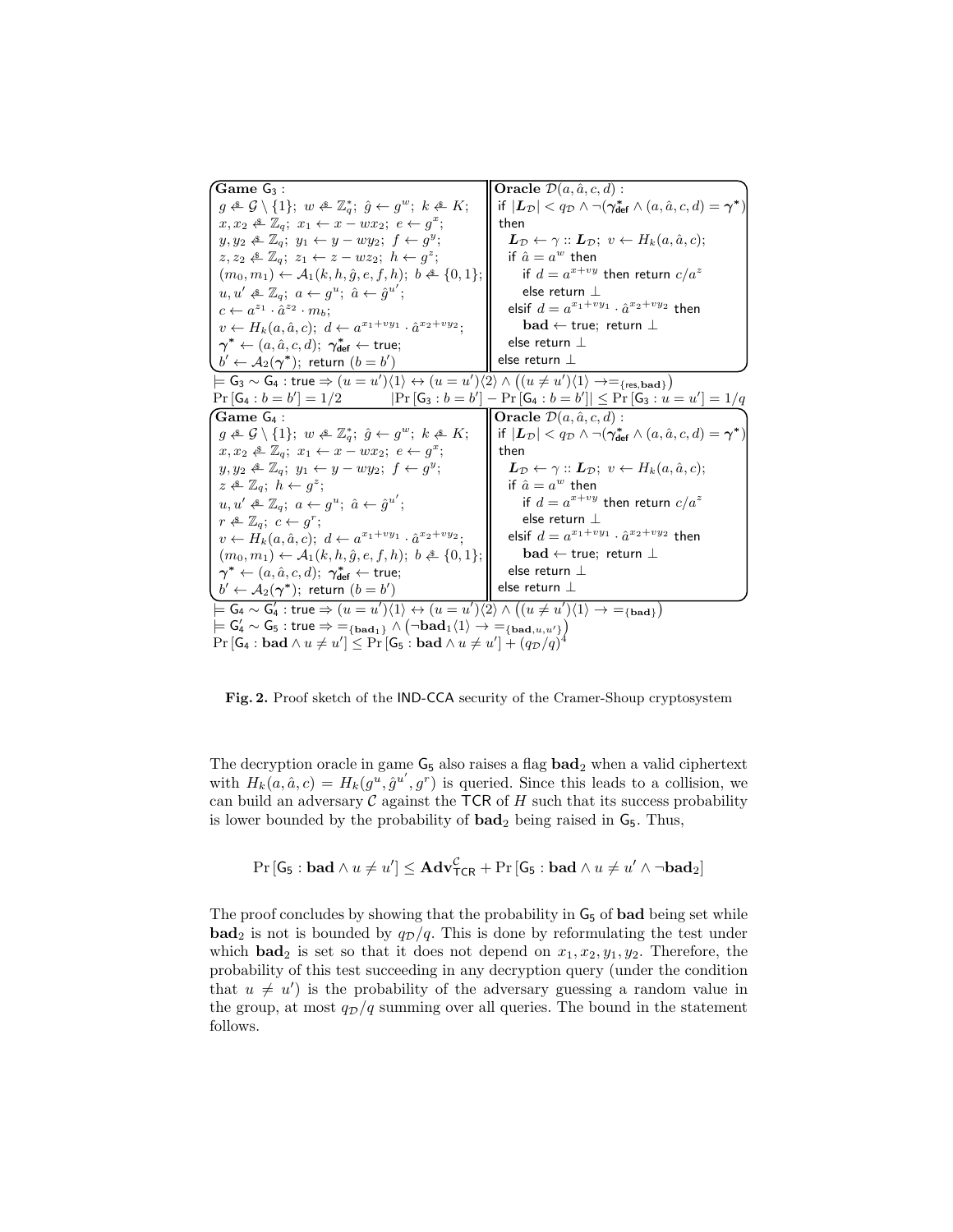**Game $\mathsf{G}_3$ :**

$g \xleftarrow{\$} \mathcal{G} \setminus \{1\};\ w \xleftarrow{\$} \mathbb{Z}_q^*;\ \hat{g} \leftarrow g^w;\ k \xleftarrow{\$} K;$
$x, x_2 \xleftarrow{\$} \mathbb{Z}_q;\ x_1 \leftarrow x - wx_2;\ e \leftarrow g^x;$
$y, y_2 \xleftarrow{\$} \mathbb{Z}_q;\ y_1 \leftarrow y - wy_2;\ f \leftarrow g^y;$
$z, z_2 \xleftarrow{\$} \mathbb{Z}_q;\ z_1 \leftarrow z - wz_2;\ h \leftarrow g^z;$
$(m_0, m_1) \leftarrow \mathcal{A}_1(k, h, \hat{g}, e, f, h);\ b \xleftarrow{\$} \{0,1\};$
$u, u' \xleftarrow{\$} \mathbb{Z}_q;\ a \leftarrow g^u;\ \hat{a} \leftarrow \hat{g}^{u'};$
$c \leftarrow a^{z_1} \cdot \hat{a}^{z_2} \cdot m_b;$
$v \leftarrow H_k(a, \hat{a}, c);\ d \leftarrow a^{x_1 + vy_1} \cdot \hat{a}^{x_2 + vy_2};$
$\boldsymbol{\gamma}^* \leftarrow (a, \hat{a}, c, d);\ \boldsymbol{\gamma}^*_{\mathsf{def}} \leftarrow \mathsf{true};$
$b' \leftarrow \mathcal{A}_2(\boldsymbol{\gamma}^*);\ \mathsf{return}\ (b = b')$

**Oracle $\mathcal{D}(a, \hat{a}, c, d)$ :**

if $|\boldsymbol{L}_{\mathcal{D}}| < q_{\mathcal{D}} \wedge \neg(\boldsymbol{\gamma}^*_{\mathsf{def}} \wedge (a, \hat{a}, c, d) = \boldsymbol{\gamma}^*)$ then
  $\boldsymbol{L}_{\mathcal{D}} \leftarrow \gamma :: \boldsymbol{L}_{\mathcal{D}};\ v \leftarrow H_k(a, \hat{a}, c);$
  if $\hat{a} = a^w$ then
    if $d = a^{x + vy}$ then return $c/a^z$
    else return $\perp$
  elsif $d = a^{x_1 + vy_1} \cdot \hat{a}^{x_2 + vy_2}$ then
    $\mathbf{bad} \leftarrow \mathsf{true}$; return $\perp$
  else return $\perp$
else return $\perp$

$\models \mathsf{G}_3 \sim \mathsf{G}_4 : \mathsf{true} \Rightarrow (u = u')\langle 1 \rangle \leftrightarrow (u = u')\langle 2 \rangle \wedge \left((u \neq u')\langle 1 \rangle \rightarrow =_{\{\mathsf{res}, \mathbf{bad}\}}\right)$

$\Pr[\mathsf{G}_4 : b = b'] = 1/2 \qquad |\Pr[\mathsf{G}_3 : b = b'] - \Pr[\mathsf{G}_4 : b = b']| \leq \Pr[\mathsf{G}_3 : u = u'] = 1/q$

**Game $\mathsf{G}_4$ :**

$g \xleftarrow{\$} \mathcal{G} \setminus \{1\};\ w \xleftarrow{\$} \mathbb{Z}_q^*;\ \hat{g} \leftarrow g^w;\ k \xleftarrow{\$} K;$
$x, x_2 \xleftarrow{\$} \mathbb{Z}_q;\ x_1 \leftarrow x - wx_2;\ e \leftarrow g^x;$
$y, y_2 \xleftarrow{\$} \mathbb{Z}_q;\ y_1 \leftarrow y - wy_2;\ f \leftarrow g^y;$
$z \xleftarrow{\$} \mathbb{Z}_q;\ h \leftarrow g^z;$
$u, u' \xleftarrow{\$} \mathbb{Z}_q;\ a \leftarrow g^u;\ \hat{a} \leftarrow \hat{g}^{u'};$
$r \xleftarrow{\$} \mathbb{Z}_q;\ c \leftarrow g^r;$
$v \leftarrow H_k(a, \hat{a}, c);\ d \leftarrow a^{x_1 + vy_1} \cdot \hat{a}^{x_2 + vy_2};$
$(m_0, m_1) \leftarrow \mathcal{A}_1(k, h, \hat{g}, e, f, h);\ b \xleftarrow{\$} \{0,1\};$
$\boldsymbol{\gamma}^* \leftarrow (a, \hat{a}, c, d);\ \boldsymbol{\gamma}^*_{\mathsf{def}} \leftarrow \mathsf{true};$
$b' \leftarrow \mathcal{A}_2(\boldsymbol{\gamma}^*);\ \mathsf{return}\ (b = b')$

**Oracle $\mathcal{D}(a, \hat{a}, c, d)$ :**

if $|\boldsymbol{L}_{\mathcal{D}}| < q_{\mathcal{D}} \wedge \neg(\boldsymbol{\gamma}^*_{\mathsf{def}} \wedge (a, \hat{a}, c, d) = \boldsymbol{\gamma}^*)$ then
  $\boldsymbol{L}_{\mathcal{D}} \leftarrow \gamma :: \boldsymbol{L}_{\mathcal{D}};\ v \leftarrow H_k(a, \hat{a}, c);$
  if $\hat{a} = a^w$ then
    if $d = a^{x + vy}$ then return $c/a^z$
    else return $\perp$
  elsif $d = a^{x_1 + vy_1} \cdot \hat{a}^{x_2 + vy_2}$ then
    $\mathbf{bad} \leftarrow \mathsf{true}$; return $\perp$
  else return $\perp$
else return $\perp$

$\models \mathsf{G}_4 \sim \mathsf{G}_4' : \mathsf{true} \Rightarrow (u = u')\langle 1 \rangle \leftrightarrow (u = u')\langle 2 \rangle \wedge \left((u \neq u')\langle 1 \rangle \rightarrow =_{\{\mathbf{bad}\}}\right)$

$\models \mathsf{G}_4' \sim \mathsf{G}_5 : \mathsf{true} \Rightarrow =_{\{\mathbf{bad}_1\}} \wedge \left(\neg \mathbf{bad}_1\langle 1 \rangle \rightarrow =_{\{\mathbf{bad}, u, u'\}}\right)$

$\Pr[\mathsf{G}_4 : \mathbf{bad} \wedge u \neq u'] \leq \Pr[\mathsf{G}_5 : \mathbf{bad} \wedge u \neq u'] + (q_{\mathcal{D}}/q)^4$

**Fig. 2.** Proof sketch of the $\mathsf{IND\text{-}CCA}$ security of the Cramer-Shoup cryptosystem

The decryption oracle in game $\mathsf{G}_5$ also raises a flag $\mathbf{bad}_2$ when a valid ciphertext with $H_k(a, \hat{a}, c) = H_k(g^u, \hat{g}^{u'}, g^r)$ is queried. Since this leads to a collision, we can build an adversary $\mathcal{C}$ against the $\mathsf{TCR}$ of $H$ such that its success probability is lower bounded by the probability of $\mathbf{bad}_2$ being raised in $\mathsf{G}_5$. Thus,

$$\Pr[\mathsf{G}_5 : \mathbf{bad} \wedge u \neq u'] \leq \mathbf{Adv}^{\mathcal{C}}_{\mathsf{TCR}} + \Pr[\mathsf{G}_5 : \mathbf{bad} \wedge u \neq u' \wedge \neg \mathbf{bad}_2]$$

The proof concludes by showing that the probability in $\mathsf{G}_5$ of $\mathbf{bad}$ being set while $\mathbf{bad}_2$ is not is bounded by $q_{\mathcal{D}}/q$. This is done by reformulating the test under which $\mathbf{bad}_2$ is set so that it does not depend on $x_1, x_2, y_1, y_2$. Therefore, the probability of this test succeeding in any decryption query (under the condition that $u \neq u'$) is the probability of the adversary guessing a random value in the group, at most $q_{\mathcal{D}}/q$ summing over all queries. The bound in the statement follows.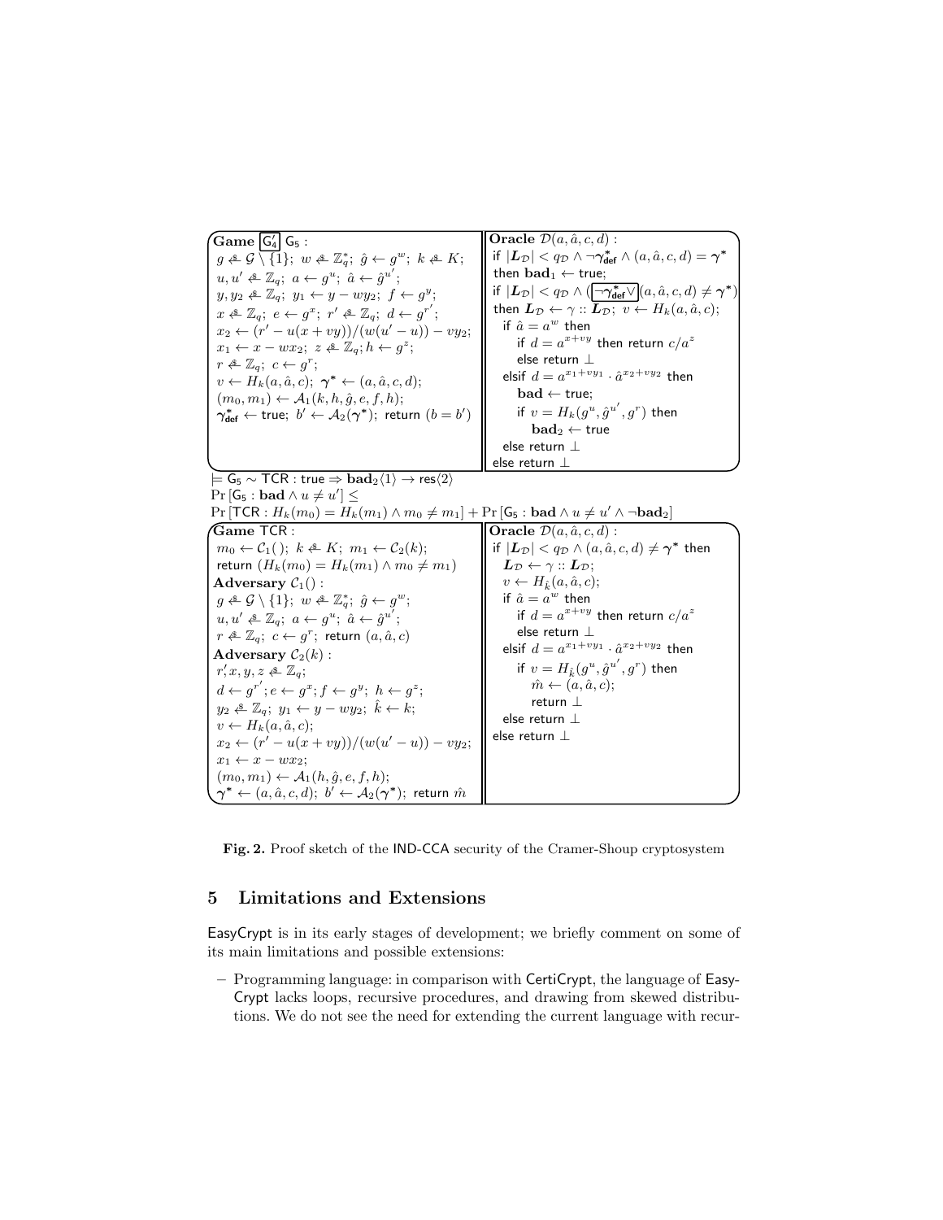**Game** $\boxed{\mathsf{G}_4'}$ $\mathsf{G}_5$ :

```
g ←$ G \ {1}; w ←$ Z*_q; ĝ ← g^w; k ←$ K;
u, u' ←$ Z_q; a ← g^u; â ← ĝ^{u'};
y, y2 ←$ Z_q; y1 ← y − w y2; f ← g^y;
x ←$ Z_q; e ← g^x; r' ←$ Z_q; d ← g^{r'};
x2 ← (r' − u(x + vy))/(w(u' − u)) − v y2;
x1 ← x − w x2; z ←$ Z_q; h ← g^z;
r ←$ Z_q; c ← g^r;
v ← H_k(a, â, c); γ* ← (a, â, c, d);
(m0, m1) ← A1(k, h, ĝ, e, f, h);
γ*_def ← true; b' ← A2(γ*); return (b = b')
```

**Oracle** $\mathcal{D}(a, \hat{a}, c, d)$ :

```
if |L_D| < q_D ∧ ¬γ*_def ∧ (a, â, c, d) = γ*
then bad1 ← true;
if |L_D| < q_D ∧ ([¬γ*_def ∨] (a, â, c, d) ≠ γ*)
then L_D ← γ :: L_D; v ← H_k(a, â, c);
  if â = a^w then
    if d = a^{x+vy} then return c/a^z
    else return ⊥
  elsif d = a^{x1+v y1} · â^{x2+v y2} then
    bad ← true;
    if v = H_k(g^u, ĝ^{u'}, g^r) then
      bad2 ← true
  else return ⊥
else return ⊥
```

$\models \mathsf{G}_5 \sim \mathsf{TCR} : \mathsf{true} \Rightarrow \mathbf{bad}_2\langle 1 \rangle \rightarrow \mathsf{res}\langle 2 \rangle$

$\Pr[\mathsf{G}_5 : \mathbf{bad} \wedge u \neq u'] \leq$

$\Pr[\mathsf{TCR} : H_k(m_0) = H_k(m_1) \wedge m_0 \neq m_1] + \Pr[\mathsf{G}_5 : \mathbf{bad} \wedge u \neq u' \wedge \neg \mathbf{bad}_2]$

**Game** $\mathsf{TCR}$ :

```
m0 ← C1( ); k ←$ K; m1 ← C2(k);
return (H_k(m0) = H_k(m1) ∧ m0 ≠ m1)
```

**Adversary** $\mathcal{C}_1()$ :

```
g ←$ G \ {1}; w ←$ Z*_q; ĝ ← g^w;
u, u' ←$ Z_q; a ← g^u; â ← ĝ^{u'};
r ←$ Z_q; c ← g^r; return (a, â, c)
```

**Adversary** $\mathcal{C}_2(k)$ :

```
r', x, y, z ←$ Z_q;
d ← g^{r'}; e ← g^x; f ← g^y; h ← g^z;
y2 ←$ Z_q; y1 ← y − w y2; k̂ ← k;
v ← H_k(a, â, c);
x2 ← (r' − u(x + vy))/(w(u' − u)) − v y2;
x1 ← x − w x2;
(m0, m1) ← A1(h, ĝ, e, f, h);
γ* ← (a, â, c, d); b' ← A2(γ*); return m̂
```

**Oracle** $\mathcal{D}(a, \hat{a}, c, d)$ :

```
if |L_D| < q_D ∧ (a, â, c, d) ≠ γ* then
  L_D ← γ :: L_D;
  v ← H_k̂(a, â, c);
  if â = a^w then
    if d = a^{x+vy} then return c/a^z
    else return ⊥
  elsif d = a^{x1+v y1} · â^{x2+v y2} then
    if v = H_k̂(g^u, ĝ^{u'}, g^r) then
      m̂ ← (a, â, c);
      return ⊥
  else return ⊥
else return ⊥
```

**Fig. 2.** Proof sketch of the IND-CCA security of the Cramer-Shoup cryptosystem

## 5 Limitations and Extensions

EasyCrypt is in its early stages of development; we briefly comment on some of its main limitations and possible extensions:

– Programming language: in comparison with CertiCrypt, the language of EasyCrypt lacks loops, recursive procedures, and drawing from skewed distributions. We do not see the need for extending the current language with recur-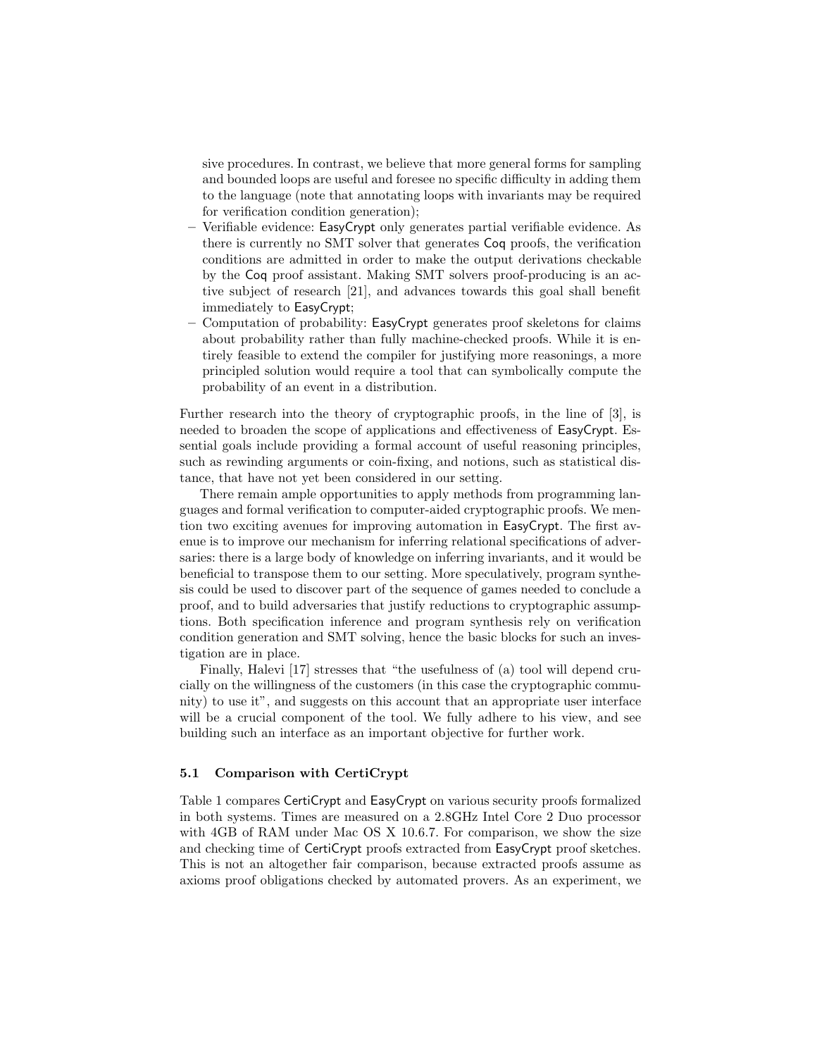sive procedures. In contrast, we believe that more general forms for sampling and bounded loops are useful and foresee no specific difficulty in adding them to the language (note that annotating loops with invariants may be required for verification condition generation);

– Verifiable evidence: EasyCrypt only generates partial verifiable evidence. As there is currently no SMT solver that generates Coq proofs, the verification conditions are admitted in order to make the output derivations checkable by the Coq proof assistant. Making SMT solvers proof-producing is an active subject of research [21], and advances towards this goal shall benefit immediately to EasyCrypt;
– Computation of probability: EasyCrypt generates proof skeletons for claims about probability rather than fully machine-checked proofs. While it is entirely feasible to extend the compiler for justifying more reasonings, a more principled solution would require a tool that can symbolically compute the probability of an event in a distribution.

Further research into the theory of cryptographic proofs, in the line of [3], is needed to broaden the scope of applications and effectiveness of EasyCrypt. Essential goals include providing a formal account of useful reasoning principles, such as rewinding arguments or coin-fixing, and notions, such as statistical distance, that have not yet been considered in our setting.

There remain ample opportunities to apply methods from programming languages and formal verification to computer-aided cryptographic proofs. We mention two exciting avenues for improving automation in EasyCrypt. The first avenue is to improve our mechanism for inferring relational specifications of adversaries: there is a large body of knowledge on inferring invariants, and it would be beneficial to transpose them to our setting. More speculatively, program synthesis could be used to discover part of the sequence of games needed to conclude a proof, and to build adversaries that justify reductions to cryptographic assumptions. Both specification inference and program synthesis rely on verification condition generation and SMT solving, hence the basic blocks for such an investigation are in place.

Finally, Halevi [17] stresses that "the usefulness of (a) tool will depend crucially on the willingness of the customers (in this case the cryptographic community) to use it", and suggests on this account that an appropriate user interface will be a crucial component of the tool. We fully adhere to his view, and see building such an interface as an important objective for further work.

### 5.1 Comparison with CertiCrypt

Table 1 compares CertiCrypt and EasyCrypt on various security proofs formalized in both systems. Times are measured on a 2.8GHz Intel Core 2 Duo processor with 4GB of RAM under Mac OS X 10.6.7. For comparison, we show the size and checking time of CertiCrypt proofs extracted from EasyCrypt proof sketches. This is not an altogether fair comparison, because extracted proofs assume as axioms proof obligations checked by automated provers. As an experiment, we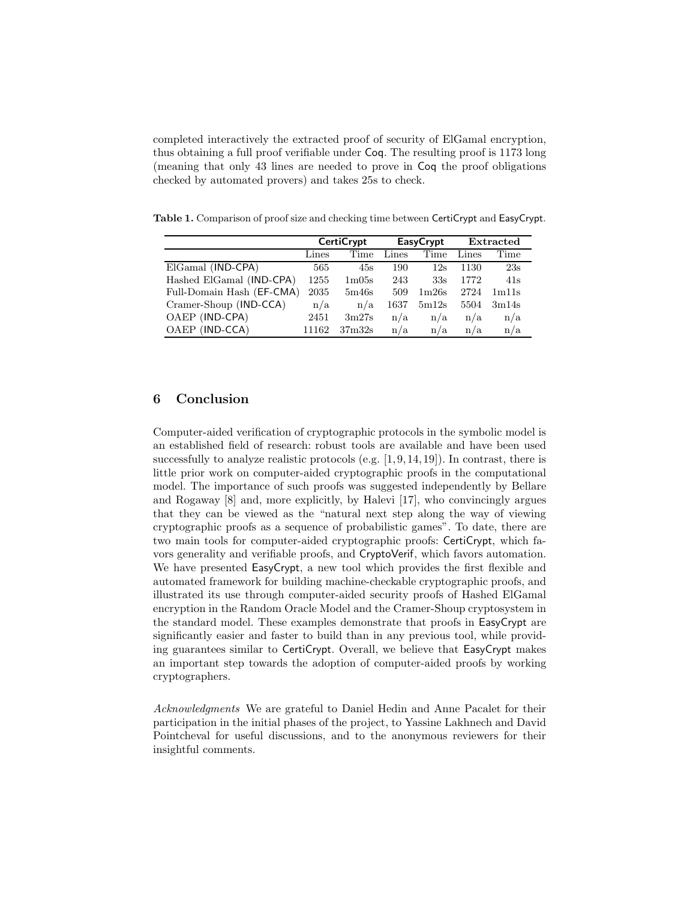completed interactively the extracted proof of security of ElGamal encryption, thus obtaining a full proof verifiable under Coq. The resulting proof is 1173 long (meaning that only 43 lines are needed to prove in Coq the proof obligations checked by automated provers) and takes 25s to check.

**Table 1.** Comparison of proof size and checking time between CertiCrypt and EasyCrypt.

| | CertiCrypt | | EasyCrypt | | Extracted | |
|---|---|---|---|---|---|---|
| | Lines | Time | Lines | Time | Lines | Time |
| ElGamal (IND-CPA) | 565 | 45s | 190 | 12s | 1130 | 23s |
| Hashed ElGamal (IND-CPA) | 1255 | 1m05s | 243 | 33s | 1772 | 41s |
| Full-Domain Hash (EF-CMA) | 2035 | 5m46s | 509 | 1m26s | 2724 | 1m11s |
| Cramer-Shoup (IND-CCA) | n/a | n/a | 1637 | 5m12s | 5504 | 3m14s |
| OAEP (IND-CPA) | 2451 | 3m27s | n/a | n/a | n/a | n/a |
| OAEP (IND-CCA) | 11162 | 37m32s | n/a | n/a | n/a | n/a |

## 6 Conclusion

Computer-aided verification of cryptographic protocols in the symbolic model is an established field of research: robust tools are available and have been used successfully to analyze realistic protocols (e.g. [1, 9, 14, 19]). In contrast, there is little prior work on computer-aided cryptographic proofs in the computational model. The importance of such proofs was suggested independently by Bellare and Rogaway [8] and, more explicitly, by Halevi [17], who convincingly argues that they can be viewed as the "natural next step along the way of viewing cryptographic proofs as a sequence of probabilistic games". To date, there are two main tools for computer-aided cryptographic proofs: CertiCrypt, which favors generality and verifiable proofs, and CryptoVerif, which favors automation. We have presented EasyCrypt, a new tool which provides the first flexible and automated framework for building machine-checkable cryptographic proofs, and illustrated its use through computer-aided security proofs of Hashed ElGamal encryption in the Random Oracle Model and the Cramer-Shoup cryptosystem in the standard model. These examples demonstrate that proofs in EasyCrypt are significantly easier and faster to build than in any previous tool, while providing guarantees similar to CertiCrypt. Overall, we believe that EasyCrypt makes an important step towards the adoption of computer-aided proofs by working cryptographers.

*Acknowledgments* We are grateful to Daniel Hedin and Anne Pacalet for their participation in the initial phases of the project, to Yassine Lakhnech and David Pointcheval for useful discussions, and to the anonymous reviewers for their insightful comments.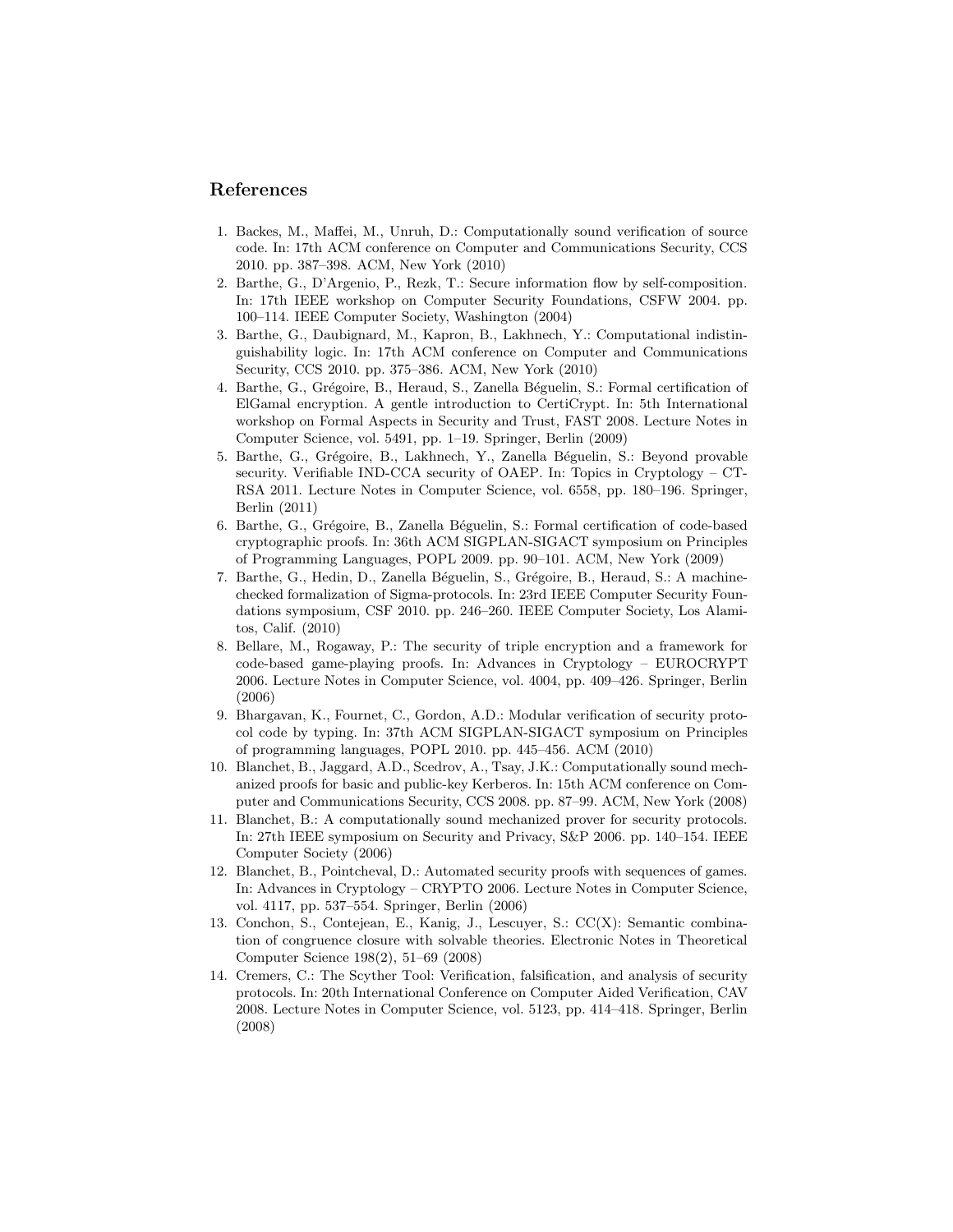## References

1. Backes, M., Maffei, M., Unruh, D.: Computationally sound verification of source code. In: 17th ACM conference on Computer and Communications Security, CCS 2010. pp. 387–398. ACM, New York (2010)
2. Barthe, G., D'Argenio, P., Rezk, T.: Secure information flow by self-composition. In: 17th IEEE workshop on Computer Security Foundations, CSFW 2004. pp. 100–114. IEEE Computer Society, Washington (2004)
3. Barthe, G., Daubignard, M., Kapron, B., Lakhnech, Y.: Computational indistinguishability logic. In: 17th ACM conference on Computer and Communications Security, CCS 2010. pp. 375–386. ACM, New York (2010)
4. Barthe, G., Grégoire, B., Heraud, S., Zanella Béguelin, S.: Formal certification of ElGamal encryption. A gentle introduction to CertiCrypt. In: 5th International workshop on Formal Aspects in Security and Trust, FAST 2008. Lecture Notes in Computer Science, vol. 5491, pp. 1–19. Springer, Berlin (2009)
5. Barthe, G., Grégoire, B., Lakhnech, Y., Zanella Béguelin, S.: Beyond provable security. Verifiable IND-CCA security of OAEP. In: Topics in Cryptology – CT-RSA 2011. Lecture Notes in Computer Science, vol. 6558, pp. 180–196. Springer, Berlin (2011)
6. Barthe, G., Grégoire, B., Zanella Béguelin, S.: Formal certification of code-based cryptographic proofs. In: 36th ACM SIGPLAN-SIGACT symposium on Principles of Programming Languages, POPL 2009. pp. 90–101. ACM, New York (2009)
7. Barthe, G., Hedin, D., Zanella Béguelin, S., Grégoire, B., Heraud, S.: A machine-checked formalization of Sigma-protocols. In: 23rd IEEE Computer Security Foundations symposium, CSF 2010. pp. 246–260. IEEE Computer Society, Los Alamitos, Calif. (2010)
8. Bellare, M., Rogaway, P.: The security of triple encryption and a framework for code-based game-playing proofs. In: Advances in Cryptology – EUROCRYPT 2006. Lecture Notes in Computer Science, vol. 4004, pp. 409–426. Springer, Berlin (2006)
9. Bhargavan, K., Fournet, C., Gordon, A.D.: Modular verification of security protocol code by typing. In: 37th ACM SIGPLAN-SIGACT symposium on Principles of programming languages, POPL 2010. pp. 445–456. ACM (2010)
10. Blanchet, B., Jaggard, A.D., Scedrov, A., Tsay, J.K.: Computationally sound mechanized proofs for basic and public-key Kerberos. In: 15th ACM conference on Computer and Communications Security, CCS 2008. pp. 87–99. ACM, New York (2008)
11. Blanchet, B.: A computationally sound mechanized prover for security protocols. In: 27th IEEE symposium on Security and Privacy, S&P 2006. pp. 140–154. IEEE Computer Society (2006)
12. Blanchet, B., Pointcheval, D.: Automated security proofs with sequences of games. In: Advances in Cryptology – CRYPTO 2006. Lecture Notes in Computer Science, vol. 4117, pp. 537–554. Springer, Berlin (2006)
13. Conchon, S., Contejean, E., Kanig, J., Lescuyer, S.: CC(X): Semantic combination of congruence closure with solvable theories. Electronic Notes in Theoretical Computer Science 198(2), 51–69 (2008)
14. Cremers, C.: The Scyther Tool: Verification, falsification, and analysis of security protocols. In: 20th International Conference on Computer Aided Verification, CAV 2008. Lecture Notes in Computer Science, vol. 5123, pp. 414–418. Springer, Berlin (2008)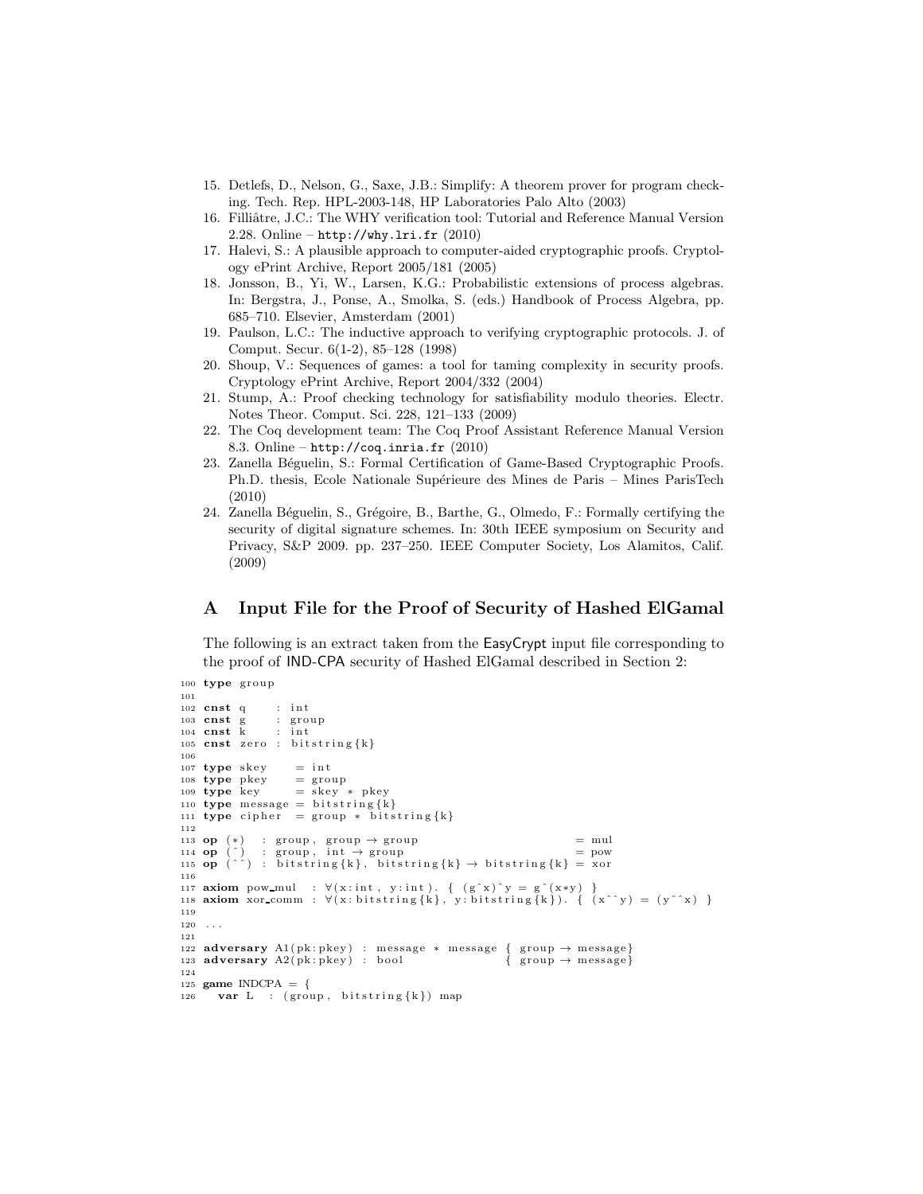15. Detlefs, D., Nelson, G., Saxe, J.B.: Simplify: A theorem prover for program checking. Tech. Rep. HPL-2003-148, HP Laboratories Palo Alto (2003)
16. Filliâtre, J.C.: The WHY verification tool: Tutorial and Reference Manual Version 2.28. Online – `http://why.lri.fr` (2010)
17. Halevi, S.: A plausible approach to computer-aided cryptographic proofs. Cryptology ePrint Archive, Report 2005/181 (2005)
18. Jonsson, B., Yi, W., Larsen, K.G.: Probabilistic extensions of process algebras. In: Bergstra, J., Ponse, A., Smolka, S. (eds.) Handbook of Process Algebra, pp. 685–710. Elsevier, Amsterdam (2001)
19. Paulson, L.C.: The inductive approach to verifying cryptographic protocols. J. of Comput. Secur. 6(1-2), 85–128 (1998)
20. Shoup, V.: Sequences of games: a tool for taming complexity in security proofs. Cryptology ePrint Archive, Report 2004/332 (2004)
21. Stump, A.: Proof checking technology for satisfiability modulo theories. Electr. Notes Theor. Comput. Sci. 228, 121–133 (2009)
22. The Coq development team: The Coq Proof Assistant Reference Manual Version 8.3. Online – `http://coq.inria.fr` (2010)
23. Zanella Béguelin, S.: Formal Certification of Game-Based Cryptographic Proofs. Ph.D. thesis, Ecole Nationale Supérieure des Mines de Paris – Mines ParisTech (2010)
24. Zanella Béguelin, S., Grégoire, B., Barthe, G., Olmedo, F.: Formally certifying the security of digital signature schemes. In: 30th IEEE symposium on Security and Privacy, S&P 2009. pp. 237–250. IEEE Computer Society, Los Alamitos, Calif. (2009)

# A Input File for the Proof of Security of Hashed ElGamal

The following is an extract taken from the EasyCrypt input file corresponding to the proof of IND-CPA security of Hashed ElGamal described in Section 2:

```
100 type group
101
102 cnst q    : int
103 cnst g    : group
104 cnst k    : int
105 cnst zero : bitstring{k}
106
107 type skey    = int
108 type pkey    = group
109 type key     = skey * pkey
110 type message = bitstring{k}
111 type cipher  = group * bitstring{k}
112
113 op (*)  : group, group → group                         = mul
114 op (^)  : group, int → group                           = pow
115 op (^^) : bitstring{k}, bitstring{k} → bitstring{k} = xor
116
117 axiom pow_mul  : ∀(x:int, y:int). { (g^x)^y = g^(x*y) }
118 axiom xor_comm : ∀(x:bitstring{k}, y:bitstring{k}). { (x^^y) = (y^^x) }
119
120 ...
121
122 adversary A1(pk:pkey) : message * message { group → message}
123 adversary A2(pk:pkey) : bool              { group → message}
124
125 game INDCPA = {
126   var L  : (group, bitstring{k}) map
```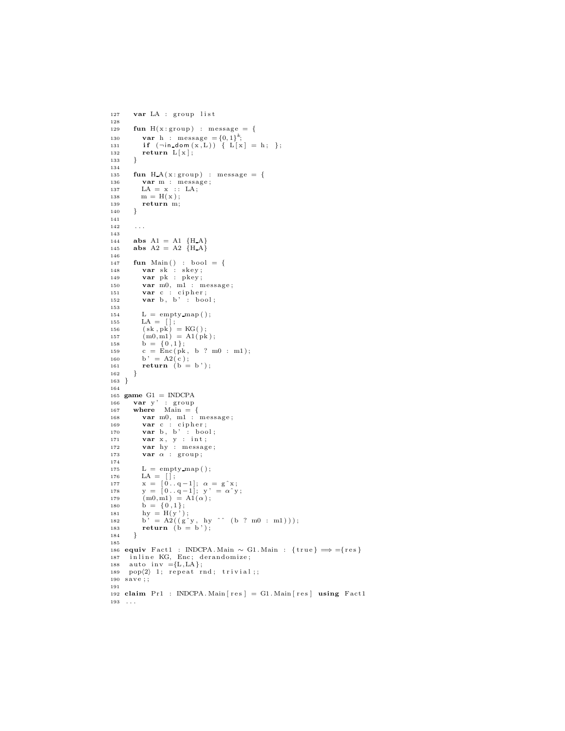```
127   var LA : group list
128
129   fun H(x:group) : message = {
130     var h : message ={0,1}^k;
131     if (¬in_dom(x,L)) { L[x] = h; };
132     return L[x];
133   }
134
135   fun H_A(x:group) : message = {
136     var m : message;
137     LA = x :: LA;
138     m = H(x);
139     return m;
140   }
141
142   ...
143
144   abs A1 = A1 {H_A}
145   abs A2 = A2 {H_A}
146
147   fun Main() : bool = {
148     var sk : skey;
149     var pk : pkey;
150     var m0, m1 : message;
151     var c : cipher;
152     var b, b' : bool;
153
154     L = empty_map();
155     LA = [];
156     (sk,pk) = KG();
157     (m0,m1) = A1(pk);
158     b = {0,1};
159     c = Enc(pk, b ? m0 : m1);
160     b' = A2(c);
161     return (b = b');
162   }
163 }
164
165 game G1 = INDCPA
166   var y' : group
167   where  Main = {
168     var m0, m1 : message;
169     var c : cipher;
170     var b, b' : bool;
171     var x, y : int;
172     var hy : message;
173     var α : group;
174
175     L = empty_map();
176     LA = [];
177     x = [0..q-1]; α = g^x;
178     y = [0..q-1]; y' = α^y;
179     (m0,m1) = A1(α);
180     b = {0,1};
181     hy = H(y');
182     b' = A2((g^y, hy ^^ (b ? m0 : m1)));
183     return (b = b');
184   }
185
186 equiv Fact1 : INDCPA.Main ~ G1.Main : {true} ==> ={res}
187  inline KG, Enc; derandomize;
188  auto inv ={L,LA};
189  pop⟨2⟩ 1; repeat rnd; trivial;;
190 save;;
191
192 claim Pr1 : INDCPA.Main[res] = G1.Main[res] using Fact1
193 ...
```